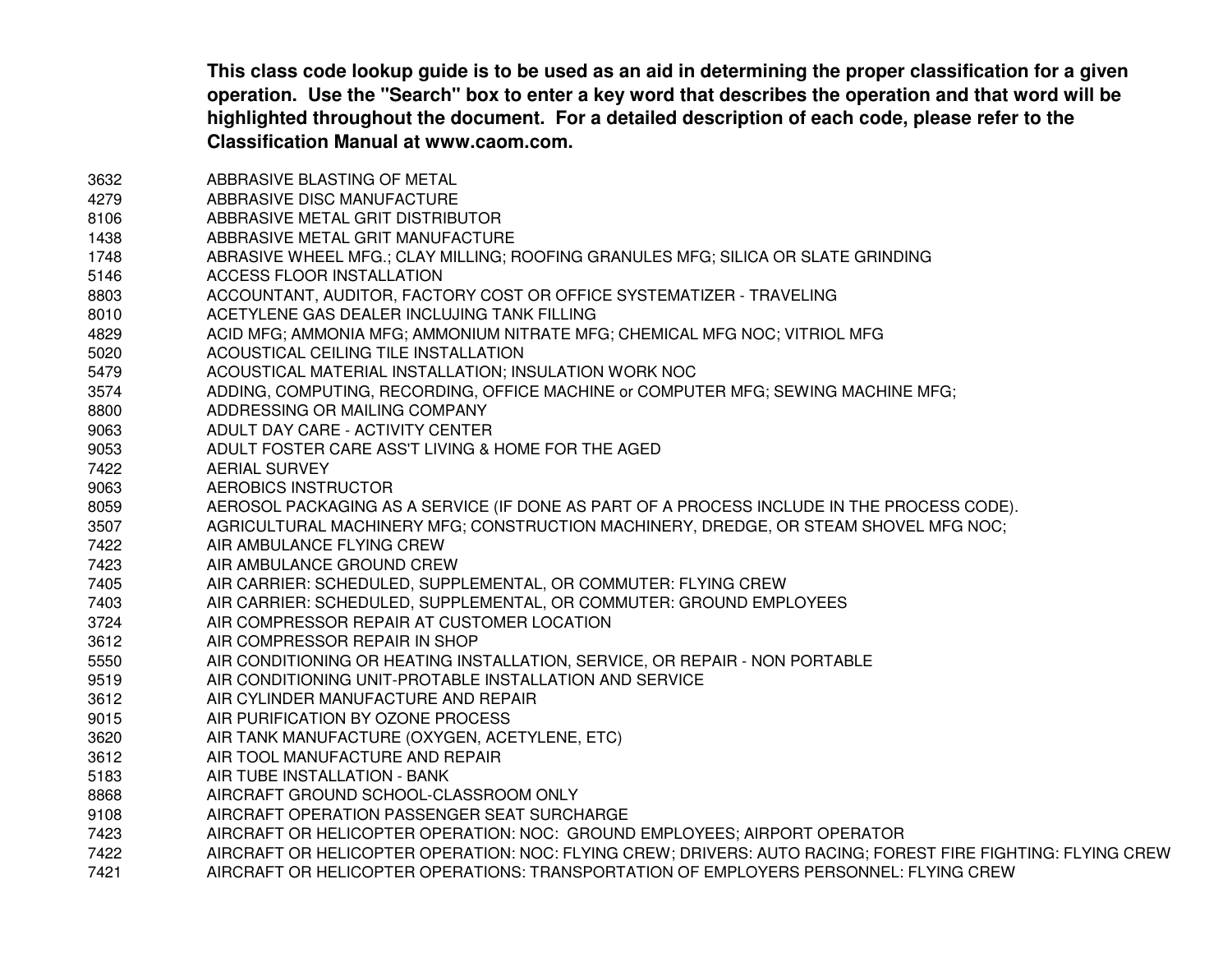**This class code lookup guide is to be used as an aid in determining the proper classification for a given operation. Use the "Search" box to enter a key word that describes the operation and that word will be highlighted throughout the document. For a detailed description of each code, please refer to the Classification Manual at www.caom.com.**

| | |
|---|---|
| 3632 | ABBRASIVE BLASTING OF METAL |
| 4279 | ABBRASIVE DISC MANUFACTURE |
| 8106 | ABBRASIVE METAL GRIT DISTRIBUTOR |
| 1438 | ABBRASIVE METAL GRIT MANUFACTURE |
| 1748 | ABRASIVE WHEEL MFG.; CLAY MILLING; ROOFING GRANULES MFG; SILICA OR SLATE GRINDING |
| 5146 | ACCESS FLOOR INSTALLATION |
| 8803 | ACCOUNTANT, AUDITOR, FACTORY COST OR OFFICE SYSTEMATIZER - TRAVELING |
| 8010 | ACETYLENE GAS DEALER INCLUJING TANK FILLING |
| 4829 | ACID MFG; AMMONIA MFG; AMMONIUM NITRATE MFG; CHEMICAL MFG NOC; VITRIOL MFG |
| 5020 | ACOUSTICAL CEILING TILE INSTALLATION |
| 5479 | ACOUSTICAL MATERIAL INSTALLATION; INSULATION WORK NOC |
| 3574 | ADDING, COMPUTING, RECORDING, OFFICE MACHINE or COMPUTER MFG; SEWING MACHINE MFG; |
| 8800 | ADDRESSING OR MAILING COMPANY |
| 9063 | ADULT DAY CARE - ACTIVITY CENTER |
| 9053 | ADULT FOSTER CARE ASS'T LIVING & HOME FOR THE AGED |
| 7422 | AERIAL SURVEY |
| 9063 | AEROBICS INSTRUCTOR |
| 8059 | AEROSOL PACKAGING AS A SERVICE (IF DONE AS PART OF A PROCESS INCLUDE IN THE PROCESS CODE). |
| 3507 | AGRICULTURAL MACHINERY MFG; CONSTRUCTION MACHINERY, DREDGE, OR STEAM SHOVEL MFG NOC; |
| 7422 | AIR AMBULANCE FLYING CREW |
| 7423 | AIR AMBULANCE GROUND CREW |
| 7405 | AIR CARRIER: SCHEDULED, SUPPLEMENTAL, OR COMMUTER: FLYING CREW |
| 7403 | AIR CARRIER: SCHEDULED, SUPPLEMENTAL, OR COMMUTER: GROUND EMPLOYEES |
| 3724 | AIR COMPRESSOR REPAIR AT CUSTOMER LOCATION |
| 3612 | AIR COMPRESSOR REPAIR IN SHOP |
| 5550 | AIR CONDITIONING OR HEATING INSTALLATION, SERVICE, OR REPAIR - NON PORTABLE |
| 9519 | AIR CONDITIONING UNIT-PROTABLE INSTALLATION AND SERVICE |
| 3612 | AIR CYLINDER MANUFACTURE AND REPAIR |
| 9015 | AIR PURIFICATION BY OZONE PROCESS |
| 3620 | AIR TANK MANUFACTURE (OXYGEN, ACETYLENE, ETC) |
| 3612 | AIR TOOL MANUFACTURE AND REPAIR |
| 5183 | AIR TUBE INSTALLATION - BANK |
| 8868 | AIRCRAFT GROUND SCHOOL-CLASSROOM ONLY |
| 9108 | AIRCRAFT OPERATION PASSENGER SEAT SURCHARGE |
| 7423 | AIRCRAFT OR HELICOPTER OPERATION: NOC: GROUND EMPLOYEES; AIRPORT OPERATOR |
| 7422 | AIRCRAFT OR HELICOPTER OPERATION: NOC: FLYING CREW; DRIVERS: AUTO RACING; FOREST FIRE FIGHTING: FLYING CREW |
| 7421 | AIRCRAFT OR HELICOPTER OPERATIONS: TRANSPORTATION OF EMPLOYERS PERSONNEL: FLYING CREW |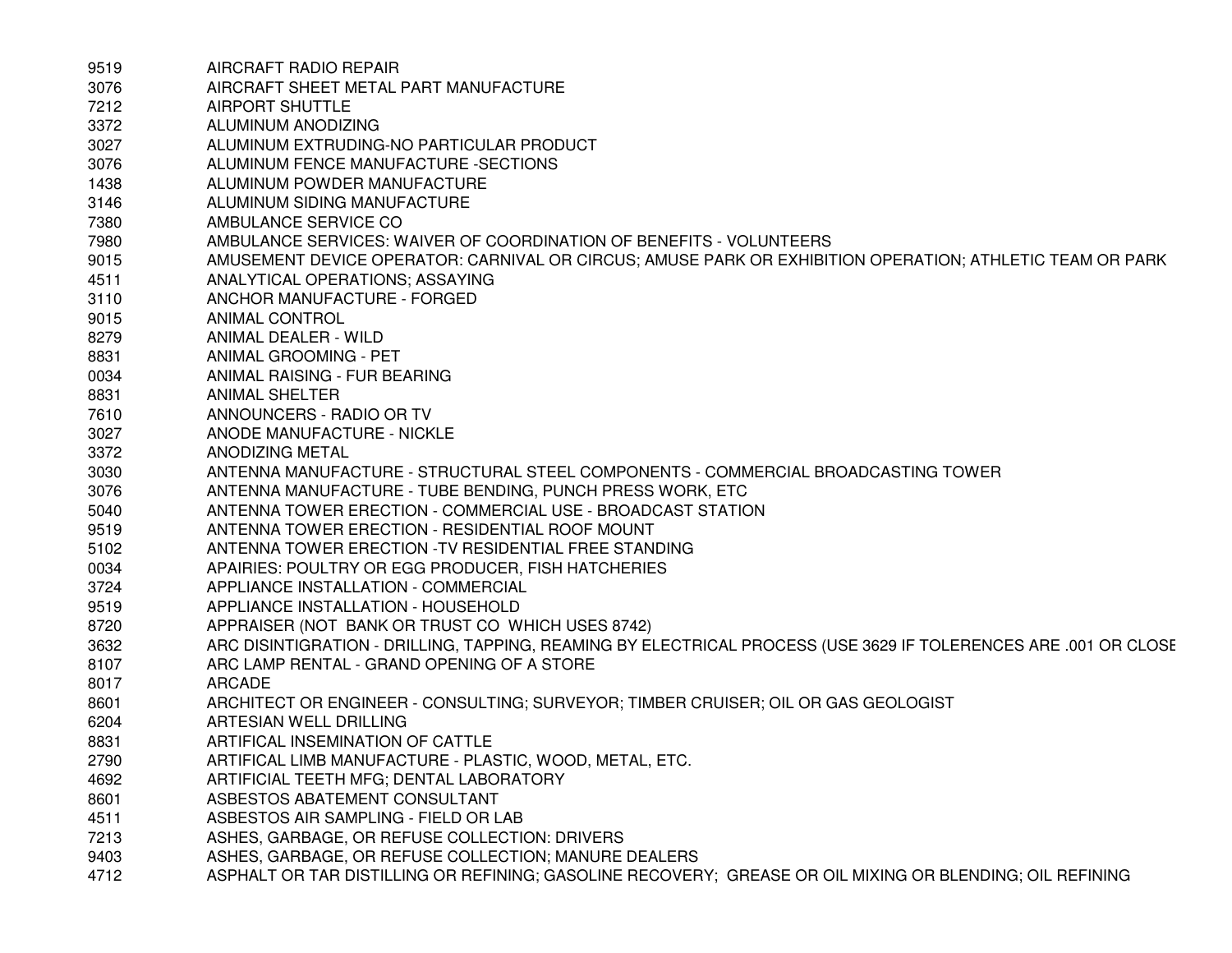| | |
|---|---|
| 9519 | AIRCRAFT RADIO REPAIR |
| 3076 | AIRCRAFT SHEET METAL PART MANUFACTURE |
| 7212 | AIRPORT SHUTTLE |
| 3372 | ALUMINUM ANODIZING |
| 3027 | ALUMINUM EXTRUDING-NO PARTICULAR PRODUCT |
| 3076 | ALUMINUM FENCE MANUFACTURE -SECTIONS |
| 1438 | ALUMINUM POWDER MANUFACTURE |
| 3146 | ALUMINUM SIDING MANUFACTURE |
| 7380 | AMBULANCE SERVICE CO |
| 7980 | AMBULANCE SERVICES: WAIVER OF COORDINATION OF BENEFITS - VOLUNTEERS |
| 9015 | AMUSEMENT DEVICE OPERATOR: CARNIVAL OR CIRCUS; AMUSE PARK OR EXHIBITION OPERATION; ATHLETIC TEAM OR PARK |
| 4511 | ANALYTICAL OPERATIONS; ASSAYING |
| 3110 | ANCHOR MANUFACTURE - FORGED |
| 9015 | ANIMAL CONTROL |
| 8279 | ANIMAL DEALER - WILD |
| 8831 | ANIMAL GROOMING - PET |
| 0034 | ANIMAL RAISING - FUR BEARING |
| 8831 | ANIMAL SHELTER |
| 7610 | ANNOUNCERS - RADIO OR TV |
| 3027 | ANODE MANUFACTURE - NICKLE |
| 3372 | ANODIZING METAL |
| 3030 | ANTENNA MANUFACTURE - STRUCTURAL STEEL COMPONENTS - COMMERCIAL BROADCASTING TOWER |
| 3076 | ANTENNA MANUFACTURE - TUBE BENDING, PUNCH PRESS WORK, ETC |
| 5040 | ANTENNA TOWER ERECTION - COMMERCIAL USE - BROADCAST STATION |
| 9519 | ANTENNA TOWER ERECTION - RESIDENTIAL ROOF MOUNT |
| 5102 | ANTENNA TOWER ERECTION -TV RESIDENTIAL FREE STANDING |
| 0034 | APAIRIES: POULTRY OR EGG PRODUCER, FISH HATCHERIES |
| 3724 | APPLIANCE INSTALLATION - COMMERCIAL |
| 9519 | APPLIANCE INSTALLATION - HOUSEHOLD |
| 8720 | APPRAISER (NOT BANK OR TRUST CO WHICH USES 8742) |
| 3632 | ARC DISINTIGRATION - DRILLING, TAPPING, REAMING BY ELECTRICAL PROCESS (USE 3629 IF TOLERENCES ARE .001 OR CLOSE |
| 8107 | ARC LAMP RENTAL - GRAND OPENING OF A STORE |
| 8017 | ARCADE |
| 8601 | ARCHITECT OR ENGINEER - CONSULTING; SURVEYOR; TIMBER CRUISER; OIL OR GAS GEOLOGIST |
| 6204 | ARTESIAN WELL DRILLING |
| 8831 | ARTIFICAL INSEMINATION OF CATTLE |
| 2790 | ARTIFICAL LIMB MANUFACTURE - PLASTIC, WOOD, METAL, ETC. |
| 4692 | ARTIFICIAL TEETH MFG; DENTAL LABORATORY |
| 8601 | ASBESTOS ABATEMENT CONSULTANT |
| 4511 | ASBESTOS AIR SAMPLING - FIELD OR LAB |
| 7213 | ASHES, GARBAGE, OR REFUSE COLLECTION: DRIVERS |
| 9403 | ASHES, GARBAGE, OR REFUSE COLLECTION; MANURE DEALERS |
| 4712 | ASPHALT OR TAR DISTILLING OR REFINING; GASOLINE RECOVERY; GREASE OR OIL MIXING OR BLENDING; OIL REFINING |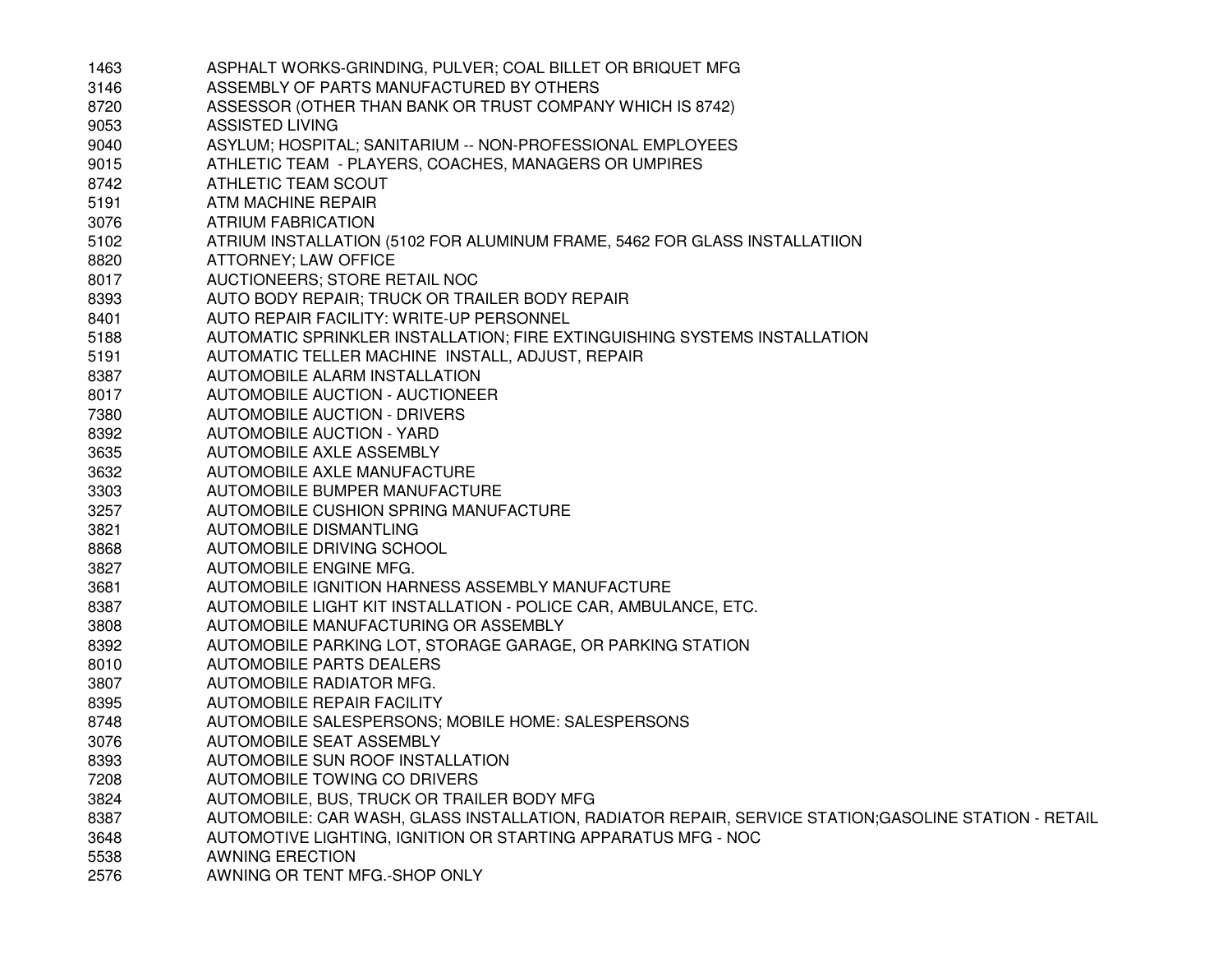| | |
|---|---|
| 1463 | ASPHALT WORKS-GRINDING, PULVER; COAL BILLET OR BRIQUET MFG |
| 3146 | ASSEMBLY OF PARTS MANUFACTURED BY OTHERS |
| 8720 | ASSESSOR (OTHER THAN BANK OR TRUST COMPANY WHICH IS 8742) |
| 9053 | ASSISTED LIVING |
| 9040 | ASYLUM; HOSPITAL; SANITARIUM -- NON-PROFESSIONAL EMPLOYEES |
| 9015 | ATHLETIC TEAM - PLAYERS, COACHES, MANAGERS OR UMPIRES |
| 8742 | ATHLETIC TEAM SCOUT |
| 5191 | ATM MACHINE REPAIR |
| 3076 | ATRIUM FABRICATION |
| 5102 | ATRIUM INSTALLATION (5102 FOR ALUMINUM FRAME, 5462 FOR GLASS INSTALLATIION |
| 8820 | ATTORNEY; LAW OFFICE |
| 8017 | AUCTIONEERS; STORE RETAIL NOC |
| 8393 | AUTO BODY REPAIR; TRUCK OR TRAILER BODY REPAIR |
| 8401 | AUTO REPAIR FACILITY: WRITE-UP PERSONNEL |
| 5188 | AUTOMATIC SPRINKLER INSTALLATION; FIRE EXTINGUISHING SYSTEMS INSTALLATION |
| 5191 | AUTOMATIC TELLER MACHINE INSTALL, ADJUST, REPAIR |
| 8387 | AUTOMOBILE ALARM INSTALLATION |
| 8017 | AUTOMOBILE AUCTION - AUCTIONEER |
| 7380 | AUTOMOBILE AUCTION - DRIVERS |
| 8392 | AUTOMOBILE AUCTION - YARD |
| 3635 | AUTOMOBILE AXLE ASSEMBLY |
| 3632 | AUTOMOBILE AXLE MANUFACTURE |
| 3303 | AUTOMOBILE BUMPER MANUFACTURE |
| 3257 | AUTOMOBILE CUSHION SPRING MANUFACTURE |
| 3821 | AUTOMOBILE DISMANTLING |
| 8868 | AUTOMOBILE DRIVING SCHOOL |
| 3827 | AUTOMOBILE ENGINE MFG. |
| 3681 | AUTOMOBILE IGNITION HARNESS ASSEMBLY MANUFACTURE |
| 8387 | AUTOMOBILE LIGHT KIT INSTALLATION - POLICE CAR, AMBULANCE, ETC. |
| 3808 | AUTOMOBILE MANUFACTURING OR ASSEMBLY |
| 8392 | AUTOMOBILE PARKING LOT, STORAGE GARAGE, OR PARKING STATION |
| 8010 | AUTOMOBILE PARTS DEALERS |
| 3807 | AUTOMOBILE RADIATOR MFG. |
| 8395 | AUTOMOBILE REPAIR FACILITY |
| 8748 | AUTOMOBILE SALESPERSONS; MOBILE HOME: SALESPERSONS |
| 3076 | AUTOMOBILE SEAT ASSEMBLY |
| 8393 | AUTOMOBILE SUN ROOF INSTALLATION |
| 7208 | AUTOMOBILE TOWING CO DRIVERS |
| 3824 | AUTOMOBILE, BUS, TRUCK OR TRAILER BODY MFG |
| 8387 | AUTOMOBILE: CAR WASH, GLASS INSTALLATION, RADIATOR REPAIR, SERVICE STATION;GASOLINE STATION - RETAIL |
| 3648 | AUTOMOTIVE LIGHTING, IGNITION OR STARTING APPARATUS MFG - NOC |
| 5538 | AWNING ERECTION |
| 2576 | AWNING OR TENT MFG.-SHOP ONLY |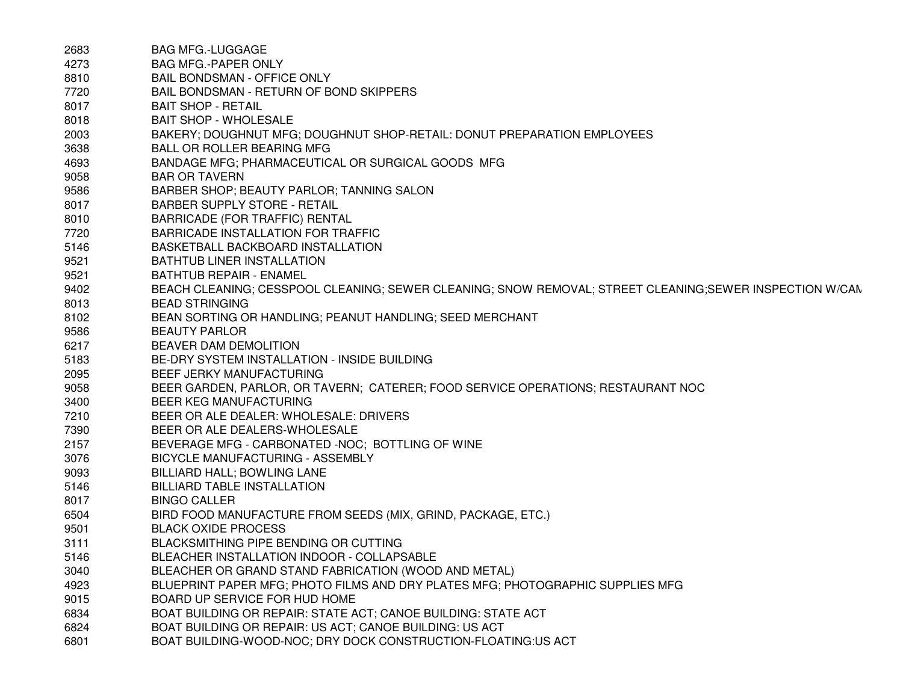| | |
|---|---|
| 2683 | BAG MFG.-LUGGAGE |
| 4273 | BAG MFG.-PAPER ONLY |
| 8810 | BAIL BONDSMAN - OFFICE ONLY |
| 7720 | BAIL BONDSMAN - RETURN OF BOND SKIPPERS |
| 8017 | BAIT SHOP - RETAIL |
| 8018 | BAIT SHOP - WHOLESALE |
| 2003 | BAKERY; DOUGHNUT MFG; DOUGHNUT SHOP-RETAIL: DONUT PREPARATION EMPLOYEES |
| 3638 | BALL OR ROLLER BEARING MFG |
| 4693 | BANDAGE MFG; PHARMACEUTICAL OR SURGICAL GOODS MFG |
| 9058 | BAR OR TAVERN |
| 9586 | BARBER SHOP; BEAUTY PARLOR; TANNING SALON |
| 8017 | BARBER SUPPLY STORE - RETAIL |
| 8010 | BARRICADE (FOR TRAFFIC) RENTAL |
| 7720 | BARRICADE INSTALLATION FOR TRAFFIC |
| 5146 | BASKETBALL BACKBOARD INSTALLATION |
| 9521 | BATHTUB LINER INSTALLATION |
| 9521 | BATHTUB REPAIR - ENAMEL |
| 9402 | BEACH CLEANING; CESSPOOL CLEANING; SEWER CLEANING; SNOW REMOVAL; STREET CLEANING;SEWER INSPECTION W/CAM |
| 8013 | BEAD STRINGING |
| 8102 | BEAN SORTING OR HANDLING; PEANUT HANDLING; SEED MERCHANT |
| 9586 | BEAUTY PARLOR |
| 6217 | BEAVER DAM DEMOLITION |
| 5183 | BE-DRY SYSTEM INSTALLATION - INSIDE BUILDING |
| 2095 | BEEF JERKY MANUFACTURING |
| 9058 | BEER GARDEN, PARLOR, OR TAVERN; CATERER; FOOD SERVICE OPERATIONS; RESTAURANT NOC |
| 3400 | BEER KEG MANUFACTURING |
| 7210 | BEER OR ALE DEALER: WHOLESALE: DRIVERS |
| 7390 | BEER OR ALE DEALERS-WHOLESALE |
| 2157 | BEVERAGE MFG - CARBONATED -NOC; BOTTLING OF WINE |
| 3076 | BICYCLE MANUFACTURING - ASSEMBLY |
| 9093 | BILLIARD HALL; BOWLING LANE |
| 5146 | BILLIARD TABLE INSTALLATION |
| 8017 | BINGO CALLER |
| 6504 | BIRD FOOD MANUFACTURE FROM SEEDS (MIX, GRIND, PACKAGE, ETC.) |
| 9501 | BLACK OXIDE PROCESS |
| 3111 | BLACKSMITHING PIPE BENDING OR CUTTING |
| 5146 | BLEACHER INSTALLATION INDOOR - COLLAPSABLE |
| 3040 | BLEACHER OR GRAND STAND FABRICATION (WOOD AND METAL) |
| 4923 | BLUEPRINT PAPER MFG; PHOTO FILMS AND DRY PLATES MFG; PHOTOGRAPHIC SUPPLIES MFG |
| 9015 | BOARD UP SERVICE FOR HUD HOME |
| 6834 | BOAT BUILDING OR REPAIR: STATE ACT; CANOE BUILDING: STATE ACT |
| 6824 | BOAT BUILDING OR REPAIR: US ACT; CANOE BUILDING: US ACT |
| 6801 | BOAT BUILDING-WOOD-NOC; DRY DOCK CONSTRUCTION-FLOATING:US ACT |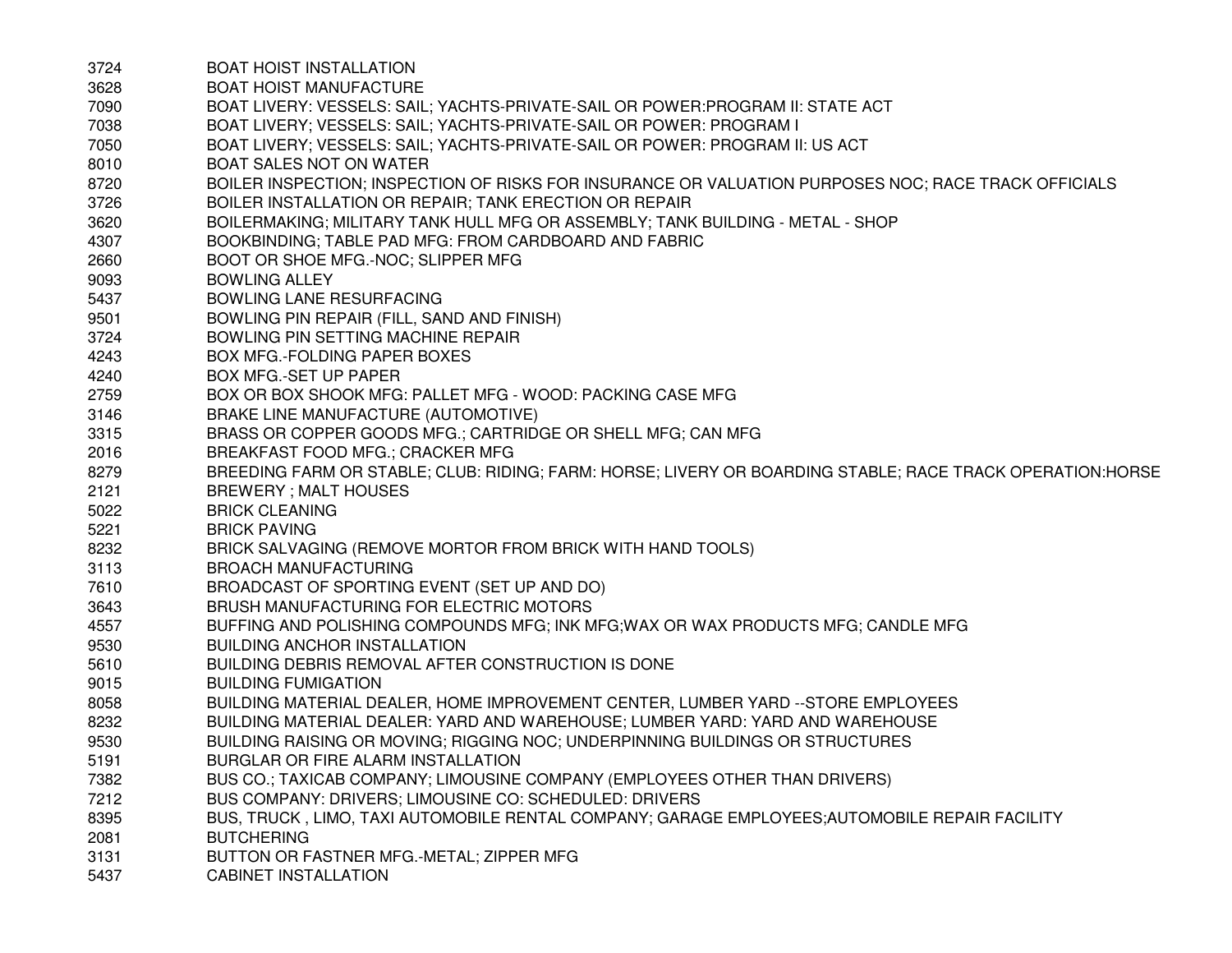| | |
|---|---|
| 3724 | BOAT HOIST INSTALLATION |
| 3628 | BOAT HOIST MANUFACTURE |
| 7090 | BOAT LIVERY: VESSELS: SAIL; YACHTS-PRIVATE-SAIL OR POWER:PROGRAM II: STATE ACT |
| 7038 | BOAT LIVERY; VESSELS: SAIL; YACHTS-PRIVATE-SAIL OR POWER: PROGRAM I |
| 7050 | BOAT LIVERY; VESSELS: SAIL; YACHTS-PRIVATE-SAIL OR POWER: PROGRAM II: US ACT |
| 8010 | BOAT SALES NOT ON WATER |
| 8720 | BOILER INSPECTION; INSPECTION OF RISKS FOR INSURANCE OR VALUATION PURPOSES NOC; RACE TRACK OFFICIALS |
| 3726 | BOILER INSTALLATION OR REPAIR; TANK ERECTION OR REPAIR |
| 3620 | BOILERMAKING; MILITARY TANK HULL MFG OR ASSEMBLY; TANK BUILDING - METAL - SHOP |
| 4307 | BOOKBINDING; TABLE PAD MFG: FROM CARDBOARD AND FABRIC |
| 2660 | BOOT OR SHOE MFG.-NOC; SLIPPER MFG |
| 9093 | BOWLING ALLEY |
| 5437 | BOWLING LANE RESURFACING |
| 9501 | BOWLING PIN REPAIR (FILL, SAND AND FINISH) |
| 3724 | BOWLING PIN SETTING MACHINE REPAIR |
| 4243 | BOX MFG.-FOLDING PAPER BOXES |
| 4240 | BOX MFG.-SET UP PAPER |
| 2759 | BOX OR BOX SHOOK MFG: PALLET MFG - WOOD: PACKING CASE MFG |
| 3146 | BRAKE LINE MANUFACTURE (AUTOMOTIVE) |
| 3315 | BRASS OR COPPER GOODS MFG.; CARTRIDGE OR SHELL MFG; CAN MFG |
| 2016 | BREAKFAST FOOD MFG.; CRACKER MFG |
| 8279 | BREEDING FARM OR STABLE; CLUB: RIDING; FARM: HORSE; LIVERY OR BOARDING STABLE; RACE TRACK OPERATION:HORSE |
| 2121 | BREWERY ; MALT HOUSES |
| 5022 | BRICK CLEANING |
| 5221 | BRICK PAVING |
| 8232 | BRICK SALVAGING (REMOVE MORTOR FROM BRICK WITH HAND TOOLS) |
| 3113 | BROACH MANUFACTURING |
| 7610 | BROADCAST OF SPORTING EVENT (SET UP AND DO) |
| 3643 | BRUSH MANUFACTURING FOR ELECTRIC MOTORS |
| 4557 | BUFFING AND POLISHING COMPOUNDS MFG; INK MFG;WAX OR WAX PRODUCTS MFG; CANDLE MFG |
| 9530 | BUILDING ANCHOR INSTALLATION |
| 5610 | BUILDING DEBRIS REMOVAL AFTER CONSTRUCTION IS DONE |
| 9015 | BUILDING FUMIGATION |
| 8058 | BUILDING MATERIAL DEALER, HOME IMPROVEMENT CENTER, LUMBER YARD --STORE EMPLOYEES |
| 8232 | BUILDING MATERIAL DEALER: YARD AND WAREHOUSE; LUMBER YARD: YARD AND WAREHOUSE |
| 9530 | BUILDING RAISING OR MOVING; RIGGING NOC; UNDERPINNING BUILDINGS OR STRUCTURES |
| 5191 | BURGLAR OR FIRE ALARM INSTALLATION |
| 7382 | BUS CO.; TAXICAB COMPANY; LIMOUSINE COMPANY (EMPLOYEES OTHER THAN DRIVERS) |
| 7212 | BUS COMPANY: DRIVERS; LIMOUSINE CO: SCHEDULED: DRIVERS |
| 8395 | BUS, TRUCK , LIMO, TAXI AUTOMOBILE RENTAL COMPANY; GARAGE EMPLOYEES;AUTOMOBILE REPAIR FACILITY |
| 2081 | BUTCHERING |
| 3131 | BUTTON OR FASTNER MFG.-METAL; ZIPPER MFG |
| 5437 | CABINET INSTALLATION |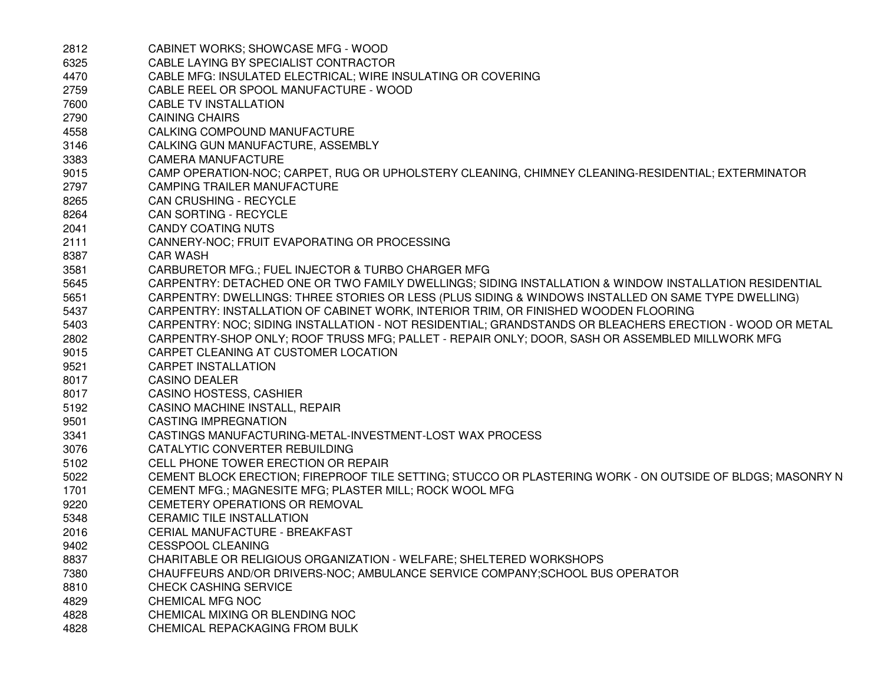| | |
|---|---|
| 2812 | CABINET WORKS; SHOWCASE MFG - WOOD |
| 6325 | CABLE LAYING BY SPECIALIST CONTRACTOR |
| 4470 | CABLE MFG: INSULATED ELECTRICAL; WIRE INSULATING OR COVERING |
| 2759 | CABLE REEL OR SPOOL MANUFACTURE - WOOD |
| 7600 | CABLE TV INSTALLATION |
| 2790 | CAINING CHAIRS |
| 4558 | CALKING COMPOUND MANUFACTURE |
| 3146 | CALKING GUN MANUFACTURE, ASSEMBLY |
| 3383 | CAMERA MANUFACTURE |
| 9015 | CAMP OPERATION-NOC; CARPET, RUG OR UPHOLSTERY CLEANING, CHIMNEY CLEANING-RESIDENTIAL; EXTERMINATOR |
| 2797 | CAMPING TRAILER MANUFACTURE |
| 8265 | CAN CRUSHING - RECYCLE |
| 8264 | CAN SORTING - RECYCLE |
| 2041 | CANDY COATING NUTS |
| 2111 | CANNERY-NOC; FRUIT EVAPORATING OR PROCESSING |
| 8387 | CAR WASH |
| 3581 | CARBURETOR MFG.; FUEL INJECTOR & TURBO CHARGER MFG |
| 5645 | CARPENTRY: DETACHED ONE OR TWO FAMILY DWELLINGS; SIDING INSTALLATION & WINDOW INSTALLATION RESIDENTIAL |
| 5651 | CARPENTRY: DWELLINGS: THREE STORIES OR LESS (PLUS SIDING & WINDOWS INSTALLED ON SAME TYPE DWELLING) |
| 5437 | CARPENTRY: INSTALLATION OF CABINET WORK, INTERIOR TRIM, OR FINISHED WOODEN FLOORING |
| 5403 | CARPENTRY: NOC; SIDING INSTALLATION - NOT RESIDENTIAL; GRANDSTANDS OR BLEACHERS ERECTION - WOOD OR METAL |
| 2802 | CARPENTRY-SHOP ONLY; ROOF TRUSS MFG; PALLET - REPAIR ONLY; DOOR, SASH OR ASSEMBLED MILLWORK MFG |
| 9015 | CARPET CLEANING AT CUSTOMER LOCATION |
| 9521 | CARPET INSTALLATION |
| 8017 | CASINO DEALER |
| 8017 | CASINO HOSTESS, CASHIER |
| 5192 | CASINO MACHINE INSTALL, REPAIR |
| 9501 | CASTING IMPREGNATION |
| 3341 | CASTINGS MANUFACTURING-METAL-INVESTMENT-LOST WAX PROCESS |
| 3076 | CATALYTIC CONVERTER REBUILDING |
| 5102 | CELL PHONE TOWER ERECTION OR REPAIR |
| 5022 | CEMENT BLOCK ERECTION; FIREPROOF TILE SETTING; STUCCO OR PLASTERING WORK - ON OUTSIDE OF BLDGS; MASONRY N |
| 1701 | CEMENT MFG.; MAGNESITE MFG; PLASTER MILL; ROCK WOOL MFG |
| 9220 | CEMETERY OPERATIONS OR REMOVAL |
| 5348 | CERAMIC TILE INSTALLATION |
| 2016 | CERIAL MANUFACTURE - BREAKFAST |
| 9402 | CESSPOOL CLEANING |
| 8837 | CHARITABLE OR RELIGIOUS ORGANIZATION - WELFARE; SHELTERED WORKSHOPS |
| 7380 | CHAUFFEURS AND/OR DRIVERS-NOC; AMBULANCE SERVICE COMPANY;SCHOOL BUS OPERATOR |
| 8810 | CHECK CASHING SERVICE |
| 4829 | CHEMICAL MFG NOC |
| 4828 | CHEMICAL MIXING OR BLENDING NOC |
| 4828 | CHEMICAL REPACKAGING FROM BULK |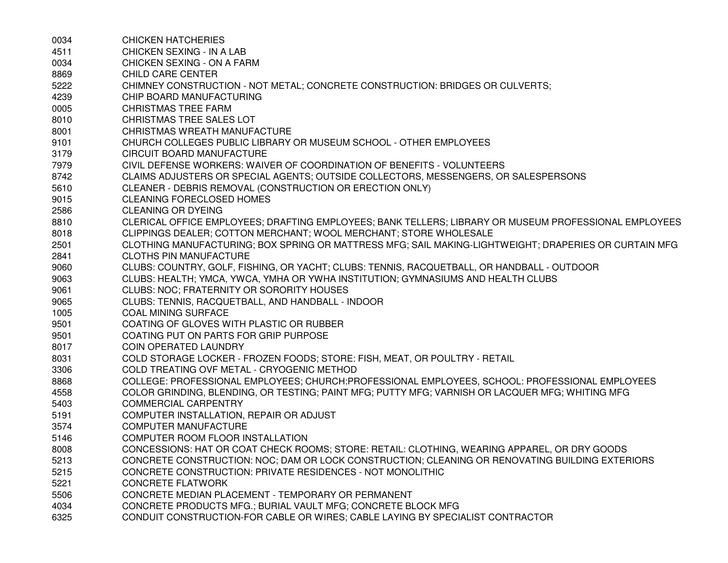| | |
|---|---|
| 0034 | CHICKEN HATCHERIES |
| 4511 | CHICKEN SEXING - IN A LAB |
| 0034 | CHICKEN SEXING - ON A FARM |
| 8869 | CHILD CARE CENTER |
| 5222 | CHIMNEY CONSTRUCTION - NOT METAL; CONCRETE CONSTRUCTION: BRIDGES OR CULVERTS; |
| 4239 | CHIP BOARD MANUFACTURING |
| 0005 | CHRISTMAS TREE FARM |
| 8010 | CHRISTMAS TREE SALES LOT |
| 8001 | CHRISTMAS WREATH MANUFACTURE |
| 9101 | CHURCH COLLEGES PUBLIC LIBRARY OR MUSEUM SCHOOL - OTHER EMPLOYEES |
| 3179 | CIRCUIT BOARD MANUFACTURE |
| 7979 | CIVIL DEFENSE WORKERS: WAIVER OF COORDINATION OF BENEFITS - VOLUNTEERS |
| 8742 | CLAIMS ADJUSTERS OR SPECIAL AGENTS; OUTSIDE COLLECTORS, MESSENGERS, OR SALESPERSONS |
| 5610 | CLEANER - DEBRIS REMOVAL (CONSTRUCTION OR ERECTION ONLY) |
| 9015 | CLEANING FORECLOSED HOMES |
| 2586 | CLEANING OR DYEING |
| 8810 | CLERICAL OFFICE EMPLOYEES; DRAFTING EMPLOYEES; BANK TELLERS; LIBRARY OR MUSEUM PROFESSIONAL EMPLOYEES |
| 8018 | CLIPPINGS DEALER; COTTON MERCHANT; WOOL MERCHANT; STORE WHOLESALE |
| 2501 | CLOTHING MANUFACTURING; BOX SPRING OR MATTRESS MFG; SAIL MAKING-LIGHTWEIGHT; DRAPERIES OR CURTAIN MFG |
| 2841 | CLOTHS PIN MANUFACTURE |
| 9060 | CLUBS: COUNTRY, GOLF, FISHING, OR YACHT; CLUBS: TENNIS, RACQUETBALL, OR HANDBALL - OUTDOOR |
| 9063 | CLUBS: HEALTH; YMCA, YWCA, YMHA OR YWHA INSTITUTION; GYMNASIUMS AND HEALTH CLUBS |
| 9061 | CLUBS: NOC; FRATERNITY OR SORORITY HOUSES |
| 9065 | CLUBS: TENNIS, RACQUETBALL, AND HANDBALL - INDOOR |
| 1005 | COAL MINING SURFACE |
| 9501 | COATING OF GLOVES WITH PLASTIC OR RUBBER |
| 9501 | COATING PUT ON PARTS FOR GRIP PURPOSE |
| 8017 | COIN OPERATED LAUNDRY |
| 8031 | COLD STORAGE LOCKER - FROZEN FOODS; STORE: FISH, MEAT, OR POULTRY - RETAIL |
| 3306 | COLD TREATING OVF METAL - CRYOGENIC METHOD |
| 8868 | COLLEGE: PROFESSIONAL EMPLOYEES; CHURCH:PROFESSIONAL EMPLOYEES, SCHOOL: PROFESSIONAL EMPLOYEES |
| 4558 | COLOR GRINDING, BLENDING, OR TESTING; PAINT MFG; PUTTY MFG; VARNISH OR LACQUER MFG; WHITING MFG |
| 5403 | COMMERCIAL CARPENTRY |
| 5191 | COMPUTER INSTALLATION, REPAIR OR ADJUST |
| 3574 | COMPUTER MANUFACTURE |
| 5146 | COMPUTER ROOM FLOOR INSTALLATION |
| 8008 | CONCESSIONS: HAT OR COAT CHECK ROOMS; STORE: RETAIL: CLOTHING, WEARING APPAREL, OR DRY GOODS |
| 5213 | CONCRETE CONSTRUCTION: NOC; DAM OR LOCK CONSTRUCTION; CLEANING OR RENOVATING BUILDING EXTERIORS |
| 5215 | CONCRETE CONSTRUCTION: PRIVATE RESIDENCES - NOT MONOLITHIC |
| 5221 | CONCRETE FLATWORK |
| 5506 | CONCRETE MEDIAN PLACEMENT - TEMPORARY OR PERMANENT |
| 4034 | CONCRETE PRODUCTS MFG.; BURIAL VAULT MFG; CONCRETE BLOCK MFG |
| 6325 | CONDUIT CONSTRUCTION-FOR CABLE OR WIRES; CABLE LAYING BY SPECIALIST CONTRACTOR |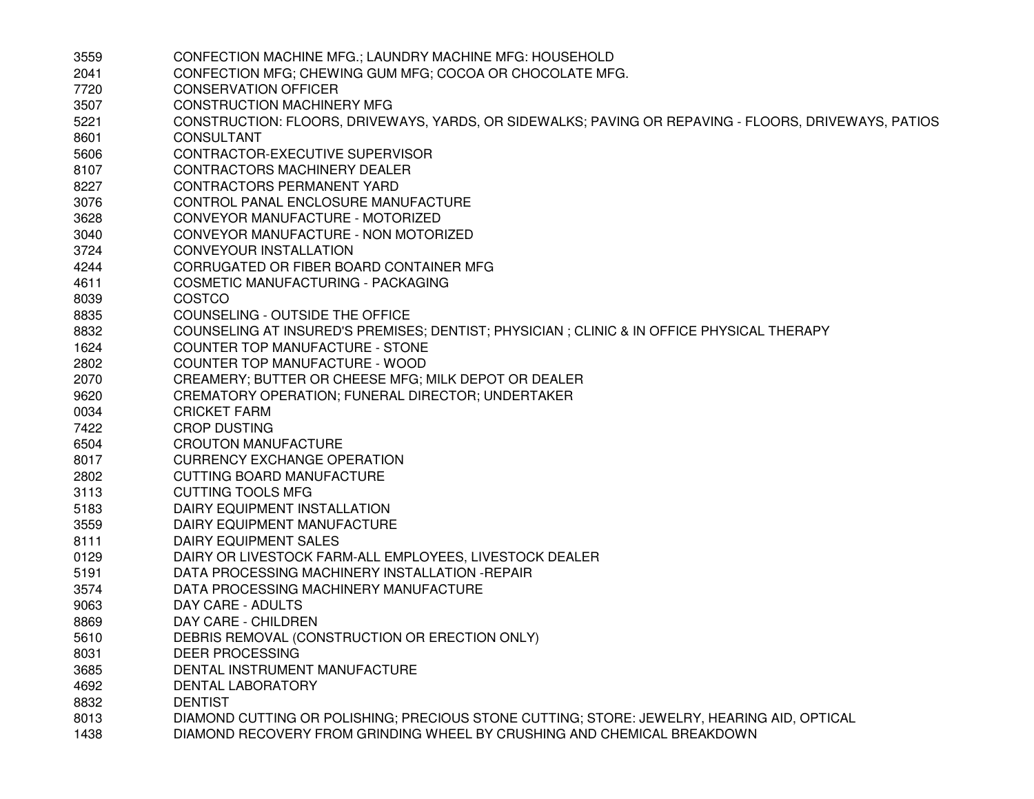| | |
|---|---|
| 3559 | CONFECTION MACHINE MFG.; LAUNDRY MACHINE MFG: HOUSEHOLD |
| 2041 | CONFECTION MFG; CHEWING GUM MFG; COCOA OR CHOCOLATE MFG. |
| 7720 | CONSERVATION OFFICER |
| 3507 | CONSTRUCTION MACHINERY MFG |
| 5221 | CONSTRUCTION: FLOORS, DRIVEWAYS, YARDS, OR SIDEWALKS; PAVING OR REPAVING - FLOORS, DRIVEWAYS, PATIOS |
| 8601 | CONSULTANT |
| 5606 | CONTRACTOR-EXECUTIVE SUPERVISOR |
| 8107 | CONTRACTORS MACHINERY DEALER |
| 8227 | CONTRACTORS PERMANENT YARD |
| 3076 | CONTROL PANAL ENCLOSURE MANUFACTURE |
| 3628 | CONVEYOR MANUFACTURE - MOTORIZED |
| 3040 | CONVEYOR MANUFACTURE - NON MOTORIZED |
| 3724 | CONVEYOUR INSTALLATION |
| 4244 | CORRUGATED OR FIBER BOARD CONTAINER MFG |
| 4611 | COSMETIC MANUFACTURING - PACKAGING |
| 8039 | COSTCO |
| 8835 | COUNSELING - OUTSIDE THE OFFICE |
| 8832 | COUNSELING AT INSURED'S PREMISES; DENTIST; PHYSICIAN ; CLINIC & IN OFFICE PHYSICAL THERAPY |
| 1624 | COUNTER TOP MANUFACTURE - STONE |
| 2802 | COUNTER TOP MANUFACTURE - WOOD |
| 2070 | CREAMERY; BUTTER OR CHEESE MFG; MILK DEPOT OR DEALER |
| 9620 | CREMATORY OPERATION; FUNERAL DIRECTOR; UNDERTAKER |
| 0034 | CRICKET FARM |
| 7422 | CROP DUSTING |
| 6504 | CROUTON MANUFACTURE |
| 8017 | CURRENCY EXCHANGE OPERATION |
| 2802 | CUTTING BOARD MANUFACTURE |
| 3113 | CUTTING TOOLS MFG |
| 5183 | DAIRY EQUIPMENT INSTALLATION |
| 3559 | DAIRY EQUIPMENT MANUFACTURE |
| 8111 | DAIRY EQUIPMENT SALES |
| 0129 | DAIRY OR LIVESTOCK FARM-ALL EMPLOYEES, LIVESTOCK DEALER |
| 5191 | DATA PROCESSING MACHINERY INSTALLATION -REPAIR |
| 3574 | DATA PROCESSING MACHINERY MANUFACTURE |
| 9063 | DAY CARE - ADULTS |
| 8869 | DAY CARE - CHILDREN |
| 5610 | DEBRIS REMOVAL (CONSTRUCTION OR ERECTION ONLY) |
| 8031 | DEER PROCESSING |
| 3685 | DENTAL INSTRUMENT MANUFACTURE |
| 4692 | DENTAL LABORATORY |
| 8832 | DENTIST |
| 8013 | DIAMOND CUTTING OR POLISHING; PRECIOUS STONE CUTTING; STORE: JEWELRY, HEARING AID, OPTICAL |
| 1438 | DIAMOND RECOVERY FROM GRINDING WHEEL BY CRUSHING AND CHEMICAL BREAKDOWN |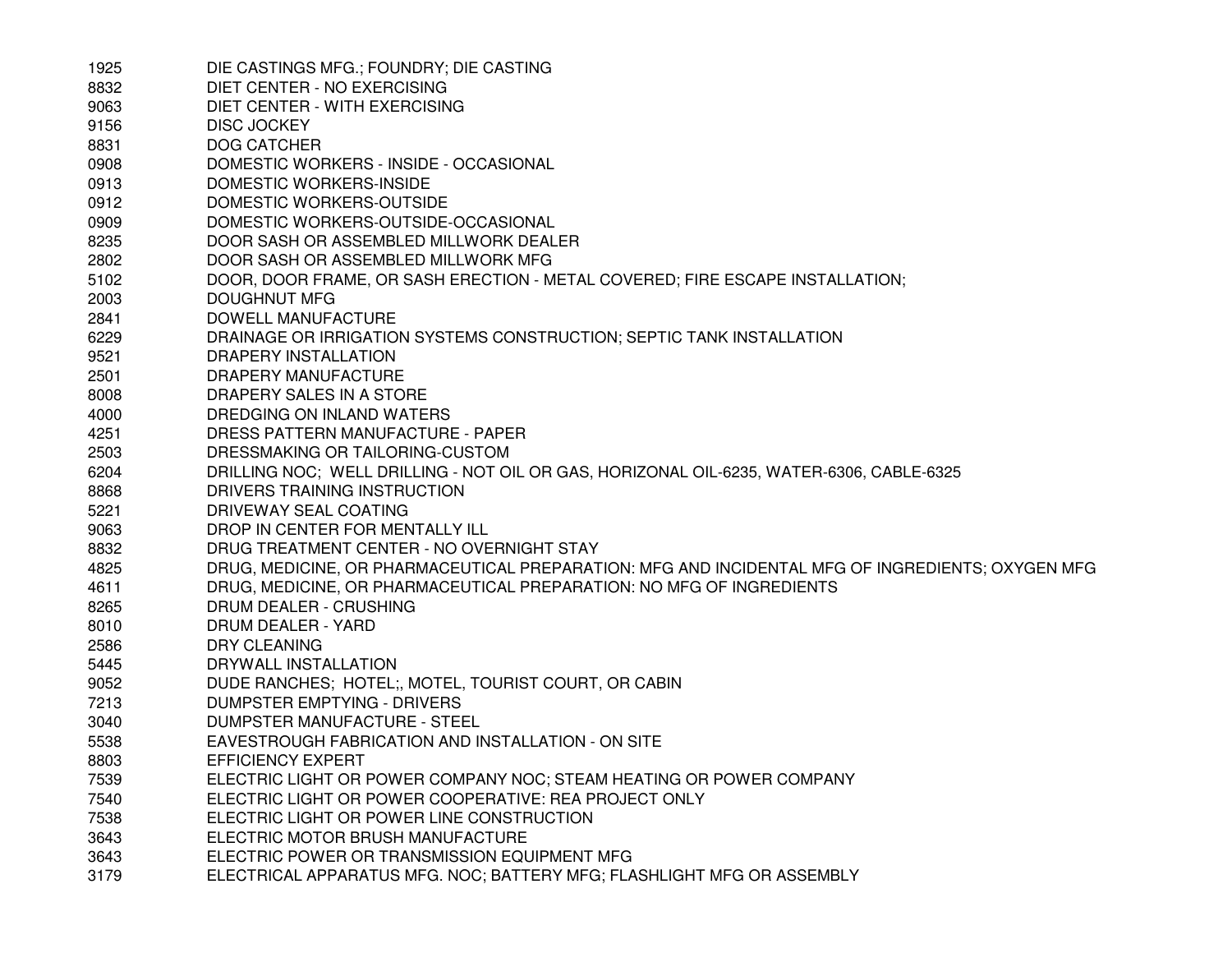| | |
|---|---|
| 1925 | DIE CASTINGS MFG.; FOUNDRY; DIE CASTING |
| 8832 | DIET CENTER - NO EXERCISING |
| 9063 | DIET CENTER - WITH EXERCISING |
| 9156 | DISC JOCKEY |
| 8831 | DOG CATCHER |
| 0908 | DOMESTIC WORKERS - INSIDE - OCCASIONAL |
| 0913 | DOMESTIC WORKERS-INSIDE |
| 0912 | DOMESTIC WORKERS-OUTSIDE |
| 0909 | DOMESTIC WORKERS-OUTSIDE-OCCASIONAL |
| 8235 | DOOR SASH OR ASSEMBLED MILLWORK DEALER |
| 2802 | DOOR SASH OR ASSEMBLED MILLWORK MFG |
| 5102 | DOOR, DOOR FRAME, OR SASH ERECTION - METAL COVERED; FIRE ESCAPE INSTALLATION; |
| 2003 | DOUGHNUT MFG |
| 2841 | DOWELL MANUFACTURE |
| 6229 | DRAINAGE OR IRRIGATION SYSTEMS CONSTRUCTION; SEPTIC TANK INSTALLATION |
| 9521 | DRAPERY INSTALLATION |
| 2501 | DRAPERY MANUFACTURE |
| 8008 | DRAPERY SALES IN A STORE |
| 4000 | DREDGING ON INLAND WATERS |
| 4251 | DRESS PATTERN MANUFACTURE - PAPER |
| 2503 | DRESSMAKING OR TAILORING-CUSTOM |
| 6204 | DRILLING NOC; WELL DRILLING - NOT OIL OR GAS, HORIZONAL OIL-6235, WATER-6306, CABLE-6325 |
| 8868 | DRIVERS TRAINING INSTRUCTION |
| 5221 | DRIVEWAY SEAL COATING |
| 9063 | DROP IN CENTER FOR MENTALLY ILL |
| 8832 | DRUG TREATMENT CENTER - NO OVERNIGHT STAY |
| 4825 | DRUG, MEDICINE, OR PHARMACEUTICAL PREPARATION: MFG AND INCIDENTAL MFG OF INGREDIENTS; OXYGEN MFG |
| 4611 | DRUG, MEDICINE, OR PHARMACEUTICAL PREPARATION: NO MFG OF INGREDIENTS |
| 8265 | DRUM DEALER - CRUSHING |
| 8010 | DRUM DEALER - YARD |
| 2586 | DRY CLEANING |
| 5445 | DRYWALL INSTALLATION |
| 9052 | DUDE RANCHES; HOTEL;, MOTEL, TOURIST COURT, OR CABIN |
| 7213 | DUMPSTER EMPTYING - DRIVERS |
| 3040 | DUMPSTER MANUFACTURE - STEEL |
| 5538 | EAVESTROUGH FABRICATION AND INSTALLATION - ON SITE |
| 8803 | EFFICIENCY EXPERT |
| 7539 | ELECTRIC LIGHT OR POWER COMPANY NOC; STEAM HEATING OR POWER COMPANY |
| 7540 | ELECTRIC LIGHT OR POWER COOPERATIVE: REA PROJECT ONLY |
| 7538 | ELECTRIC LIGHT OR POWER LINE CONSTRUCTION |
| 3643 | ELECTRIC MOTOR BRUSH MANUFACTURE |
| 3643 | ELECTRIC POWER OR TRANSMISSION EQUIPMENT MFG |
| 3179 | ELECTRICAL APPARATUS MFG. NOC; BATTERY MFG; FLASHLIGHT MFG OR ASSEMBLY |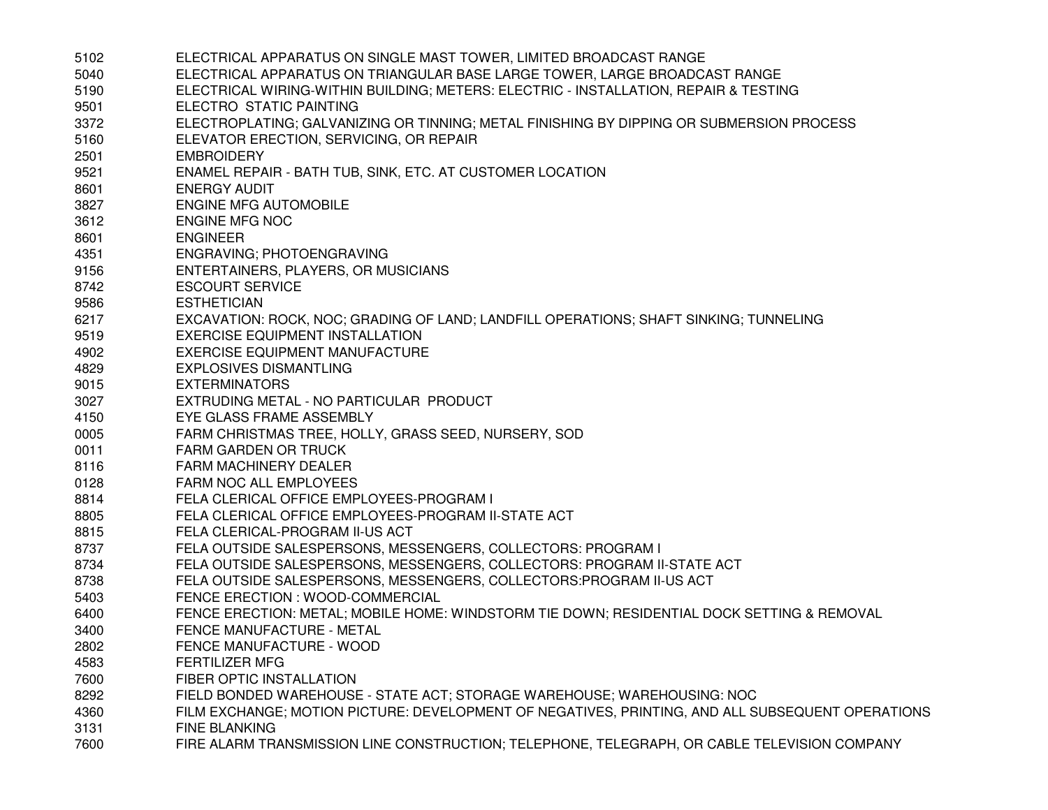| | |
|---|---|
| 5102 | ELECTRICAL APPARATUS ON SINGLE MAST TOWER, LIMITED BROADCAST RANGE |
| 5040 | ELECTRICAL APPARATUS ON TRIANGULAR BASE LARGE TOWER, LARGE BROADCAST RANGE |
| 5190 | ELECTRICAL WIRING-WITHIN BUILDING; METERS: ELECTRIC - INSTALLATION, REPAIR & TESTING |
| 9501 | ELECTRO STATIC PAINTING |
| 3372 | ELECTROPLATING; GALVANIZING OR TINNING; METAL FINISHING BY DIPPING OR SUBMERSION PROCESS |
| 5160 | ELEVATOR ERECTION, SERVICING, OR REPAIR |
| 2501 | EMBROIDERY |
| 9521 | ENAMEL REPAIR - BATH TUB, SINK, ETC. AT CUSTOMER LOCATION |
| 8601 | ENERGY AUDIT |
| 3827 | ENGINE MFG AUTOMOBILE |
| 3612 | ENGINE MFG NOC |
| 8601 | ENGINEER |
| 4351 | ENGRAVING; PHOTOENGRAVING |
| 9156 | ENTERTAINERS, PLAYERS, OR MUSICIANS |
| 8742 | ESCOURT SERVICE |
| 9586 | ESTHETICIAN |
| 6217 | EXCAVATION: ROCK, NOC; GRADING OF LAND; LANDFILL OPERATIONS; SHAFT SINKING; TUNNELING |
| 9519 | EXERCISE EQUIPMENT INSTALLATION |
| 4902 | EXERCISE EQUIPMENT MANUFACTURE |
| 4829 | EXPLOSIVES DISMANTLING |
| 9015 | EXTERMINATORS |
| 3027 | EXTRUDING METAL - NO PARTICULAR PRODUCT |
| 4150 | EYE GLASS FRAME ASSEMBLY |
| 0005 | FARM CHRISTMAS TREE, HOLLY, GRASS SEED, NURSERY, SOD |
| 0011 | FARM GARDEN OR TRUCK |
| 8116 | FARM MACHINERY DEALER |
| 0128 | FARM NOC ALL EMPLOYEES |
| 8814 | FELA CLERICAL OFFICE EMPLOYEES-PROGRAM I |
| 8805 | FELA CLERICAL OFFICE EMPLOYEES-PROGRAM II-STATE ACT |
| 8815 | FELA CLERICAL-PROGRAM II-US ACT |
| 8737 | FELA OUTSIDE SALESPERSONS, MESSENGERS, COLLECTORS: PROGRAM I |
| 8734 | FELA OUTSIDE SALESPERSONS, MESSENGERS, COLLECTORS: PROGRAM II-STATE ACT |
| 8738 | FELA OUTSIDE SALESPERSONS, MESSENGERS, COLLECTORS:PROGRAM II-US ACT |
| 5403 | FENCE ERECTION : WOOD-COMMERCIAL |
| 6400 | FENCE ERECTION: METAL; MOBILE HOME: WINDSTORM TIE DOWN; RESIDENTIAL DOCK SETTING & REMOVAL |
| 3400 | FENCE MANUFACTURE - METAL |
| 2802 | FENCE MANUFACTURE - WOOD |
| 4583 | FERTILIZER MFG |
| 7600 | FIBER OPTIC INSTALLATION |
| 8292 | FIELD BONDED WAREHOUSE - STATE ACT; STORAGE WAREHOUSE; WAREHOUSING: NOC |
| 4360 | FILM EXCHANGE; MOTION PICTURE: DEVELOPMENT OF NEGATIVES, PRINTING, AND ALL SUBSEQUENT OPERATIONS |
| 3131 | FINE BLANKING |
| 7600 | FIRE ALARM TRANSMISSION LINE CONSTRUCTION; TELEPHONE, TELEGRAPH, OR CABLE TELEVISION COMPANY |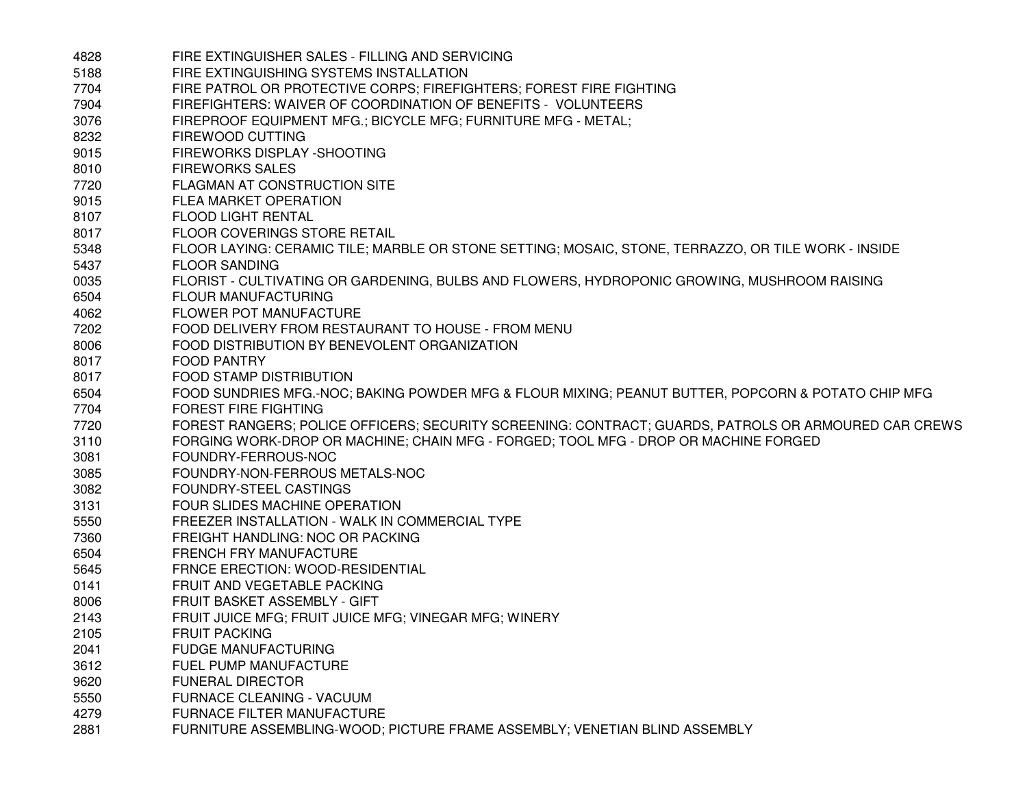| | |
|---|---|
| 4828 | FIRE EXTINGUISHER SALES - FILLING AND SERVICING |
| 5188 | FIRE EXTINGUISHING SYSTEMS INSTALLATION |
| 7704 | FIRE PATROL OR PROTECTIVE CORPS; FIREFIGHTERS; FOREST FIRE FIGHTING |
| 7904 | FIREFIGHTERS: WAIVER OF COORDINATION OF BENEFITS - VOLUNTEERS |
| 3076 | FIREPROOF EQUIPMENT MFG.; BICYCLE MFG; FURNITURE MFG - METAL; |
| 8232 | FIREWOOD CUTTING |
| 9015 | FIREWORKS DISPLAY -SHOOTING |
| 8010 | FIREWORKS SALES |
| 7720 | FLAGMAN AT CONSTRUCTION SITE |
| 9015 | FLEA MARKET OPERATION |
| 8107 | FLOOD LIGHT RENTAL |
| 8017 | FLOOR COVERINGS STORE RETAIL |
| 5348 | FLOOR LAYING: CERAMIC TILE; MARBLE OR STONE SETTING; MOSAIC, STONE, TERRAZZO, OR TILE WORK - INSIDE |
| 5437 | FLOOR SANDING |
| 0035 | FLORIST - CULTIVATING OR GARDENING, BULBS AND FLOWERS, HYDROPONIC GROWING, MUSHROOM RAISING |
| 6504 | FLOUR MANUFACTURING |
| 4062 | FLOWER POT MANUFACTURE |
| 7202 | FOOD DELIVERY FROM RESTAURANT TO HOUSE - FROM MENU |
| 8006 | FOOD DISTRIBUTION BY BENEVOLENT ORGANIZATION |
| 8017 | FOOD PANTRY |
| 8017 | FOOD STAMP DISTRIBUTION |
| 6504 | FOOD SUNDRIES MFG.-NOC; BAKING POWDER MFG & FLOUR MIXING; PEANUT BUTTER, POPCORN & POTATO CHIP MFG |
| 7704 | FOREST FIRE FIGHTING |
| 7720 | FOREST RANGERS; POLICE OFFICERS; SECURITY SCREENING: CONTRACT; GUARDS, PATROLS OR ARMOURED CAR CREWS |
| 3110 | FORGING WORK-DROP OR MACHINE; CHAIN MFG - FORGED; TOOL MFG - DROP OR MACHINE FORGED |
| 3081 | FOUNDRY-FERROUS-NOC |
| 3085 | FOUNDRY-NON-FERROUS METALS-NOC |
| 3082 | FOUNDRY-STEEL CASTINGS |
| 3131 | FOUR SLIDES MACHINE OPERATION |
| 5550 | FREEZER INSTALLATION - WALK IN COMMERCIAL TYPE |
| 7360 | FREIGHT HANDLING: NOC OR PACKING |
| 6504 | FRENCH FRY MANUFACTURE |
| 5645 | FRNCE ERECTION: WOOD-RESIDENTIAL |
| 0141 | FRUIT AND VEGETABLE PACKING |
| 8006 | FRUIT BASKET ASSEMBLY - GIFT |
| 2143 | FRUIT JUICE MFG; FRUIT JUICE MFG; VINEGAR MFG; WINERY |
| 2105 | FRUIT PACKING |
| 2041 | FUDGE MANUFACTURING |
| 3612 | FUEL PUMP MANUFACTURE |
| 9620 | FUNERAL DIRECTOR |
| 5550 | FURNACE CLEANING - VACUUM |
| 4279 | FURNACE FILTER MANUFACTURE |
| 2881 | FURNITURE ASSEMBLING-WOOD; PICTURE FRAME ASSEMBLY; VENETIAN BLIND ASSEMBLY |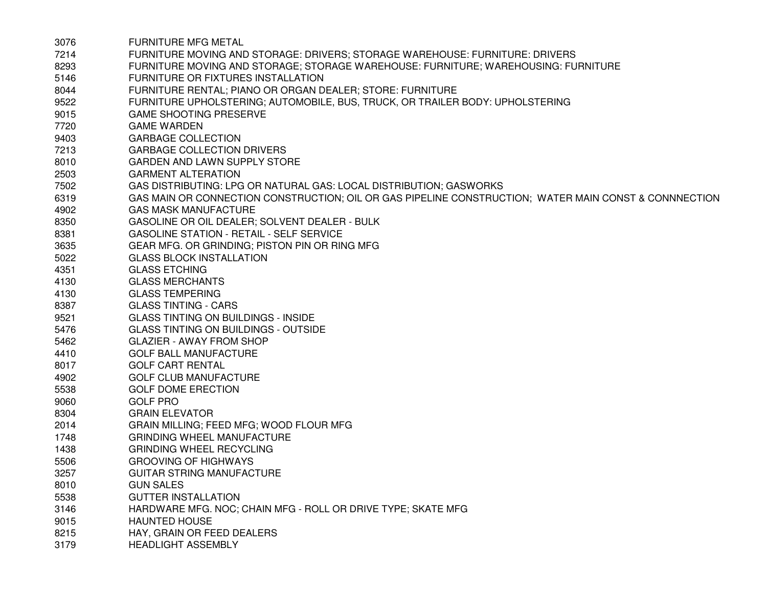| | |
|---|---|
| 3076 | FURNITURE MFG METAL |
| 7214 | FURNITURE MOVING AND STORAGE: DRIVERS; STORAGE WAREHOUSE: FURNITURE: DRIVERS |
| 8293 | FURNITURE MOVING AND STORAGE; STORAGE WAREHOUSE: FURNITURE; WAREHOUSING: FURNITURE |
| 5146 | FURNITURE OR FIXTURES INSTALLATION |
| 8044 | FURNITURE RENTAL; PIANO OR ORGAN DEALER; STORE: FURNITURE |
| 9522 | FURNITURE UPHOLSTERING; AUTOMOBILE, BUS, TRUCK, OR TRAILER BODY: UPHOLSTERING |
| 9015 | GAME SHOOTING PRESERVE |
| 7720 | GAME WARDEN |
| 9403 | GARBAGE COLLECTION |
| 7213 | GARBAGE COLLECTION DRIVERS |
| 8010 | GARDEN AND LAWN SUPPLY STORE |
| 2503 | GARMENT ALTERATION |
| 7502 | GAS DISTRIBUTING: LPG OR NATURAL GAS: LOCAL DISTRIBUTION; GASWORKS |
| 6319 | GAS MAIN OR CONNECTION CONSTRUCTION; OIL OR GAS PIPELINE CONSTRUCTION; WATER MAIN CONST & CONNNECTION |
| 4902 | GAS MASK MANUFACTURE |
| 8350 | GASOLINE OR OIL DEALER; SOLVENT DEALER - BULK |
| 8381 | GASOLINE STATION - RETAIL - SELF SERVICE |
| 3635 | GEAR MFG. OR GRINDING; PISTON PIN OR RING MFG |
| 5022 | GLASS BLOCK INSTALLATION |
| 4351 | GLASS ETCHING |
| 4130 | GLASS MERCHANTS |
| 4130 | GLASS TEMPERING |
| 8387 | GLASS TINTING - CARS |
| 9521 | GLASS TINTING ON BUILDINGS - INSIDE |
| 5476 | GLASS TINTING ON BUILDINGS - OUTSIDE |
| 5462 | GLAZIER - AWAY FROM SHOP |
| 4410 | GOLF BALL MANUFACTURE |
| 8017 | GOLF CART RENTAL |
| 4902 | GOLF CLUB MANUFACTURE |
| 5538 | GOLF DOME ERECTION |
| 9060 | GOLF PRO |
| 8304 | GRAIN ELEVATOR |
| 2014 | GRAIN MILLING; FEED MFG; WOOD FLOUR MFG |
| 1748 | GRINDING WHEEL MANUFACTURE |
| 1438 | GRINDING WHEEL RECYCLING |
| 5506 | GROOVING OF HIGHWAYS |
| 3257 | GUITAR STRING MANUFACTURE |
| 8010 | GUN SALES |
| 5538 | GUTTER INSTALLATION |
| 3146 | HARDWARE MFG. NOC; CHAIN MFG - ROLL OR DRIVE TYPE; SKATE MFG |
| 9015 | HAUNTED HOUSE |
| 8215 | HAY, GRAIN OR FEED DEALERS |
| 3179 | HEADLIGHT ASSEMBLY |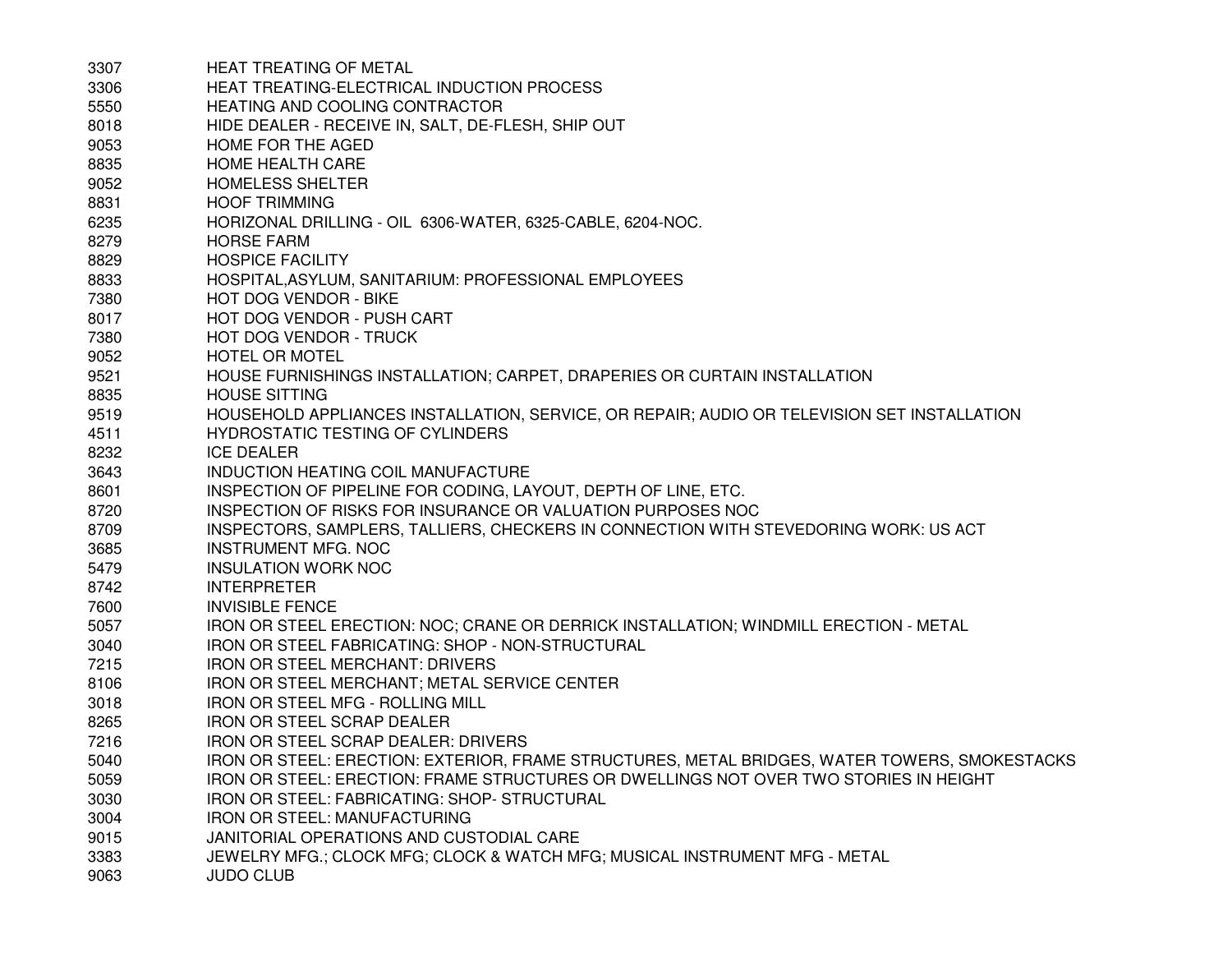| | |
|---|---|
| 3307 | HEAT TREATING OF METAL |
| 3306 | HEAT TREATING-ELECTRICAL INDUCTION PROCESS |
| 5550 | HEATING AND COOLING CONTRACTOR |
| 8018 | HIDE DEALER - RECEIVE IN, SALT, DE-FLESH, SHIP OUT |
| 9053 | HOME FOR THE AGED |
| 8835 | HOME HEALTH CARE |
| 9052 | HOMELESS SHELTER |
| 8831 | HOOF TRIMMING |
| 6235 | HORIZONAL DRILLING - OIL 6306-WATER, 6325-CABLE, 6204-NOC. |
| 8279 | HORSE FARM |
| 8829 | HOSPICE FACILITY |
| 8833 | HOSPITAL,ASYLUM, SANITARIUM: PROFESSIONAL EMPLOYEES |
| 7380 | HOT DOG VENDOR - BIKE |
| 8017 | HOT DOG VENDOR - PUSH CART |
| 7380 | HOT DOG VENDOR - TRUCK |
| 9052 | HOTEL OR MOTEL |
| 9521 | HOUSE FURNISHINGS INSTALLATION; CARPET, DRAPERIES OR CURTAIN INSTALLATION |
| 8835 | HOUSE SITTING |
| 9519 | HOUSEHOLD APPLIANCES INSTALLATION, SERVICE, OR REPAIR; AUDIO OR TELEVISION SET INSTALLATION |
| 4511 | HYDROSTATIC TESTING OF CYLINDERS |
| 8232 | ICE DEALER |
| 3643 | INDUCTION HEATING COIL MANUFACTURE |
| 8601 | INSPECTION OF PIPELINE FOR CODING, LAYOUT, DEPTH OF LINE, ETC. |
| 8720 | INSPECTION OF RISKS FOR INSURANCE OR VALUATION PURPOSES NOC |
| 8709 | INSPECTORS, SAMPLERS, TALLIERS, CHECKERS IN CONNECTION WITH STEVEDORING WORK: US ACT |
| 3685 | INSTRUMENT MFG. NOC |
| 5479 | INSULATION WORK NOC |
| 8742 | INTERPRETER |
| 7600 | INVISIBLE FENCE |
| 5057 | IRON OR STEEL ERECTION: NOC; CRANE OR DERRICK INSTALLATION; WINDMILL ERECTION - METAL |
| 3040 | IRON OR STEEL FABRICATING: SHOP - NON-STRUCTURAL |
| 7215 | IRON OR STEEL MERCHANT: DRIVERS |
| 8106 | IRON OR STEEL MERCHANT; METAL SERVICE CENTER |
| 3018 | IRON OR STEEL MFG - ROLLING MILL |
| 8265 | IRON OR STEEL SCRAP DEALER |
| 7216 | IRON OR STEEL SCRAP DEALER: DRIVERS |
| 5040 | IRON OR STEEL: ERECTION: EXTERIOR, FRAME STRUCTURES, METAL BRIDGES, WATER TOWERS, SMOKESTACKS |
| 5059 | IRON OR STEEL: ERECTION: FRAME STRUCTURES OR DWELLINGS NOT OVER TWO STORIES IN HEIGHT |
| 3030 | IRON OR STEEL: FABRICATING: SHOP- STRUCTURAL |
| 3004 | IRON OR STEEL: MANUFACTURING |
| 9015 | JANITORIAL OPERATIONS AND CUSTODIAL CARE |
| 3383 | JEWELRY MFG.; CLOCK MFG; CLOCK & WATCH MFG; MUSICAL INSTRUMENT MFG - METAL |
| 9063 | JUDO CLUB |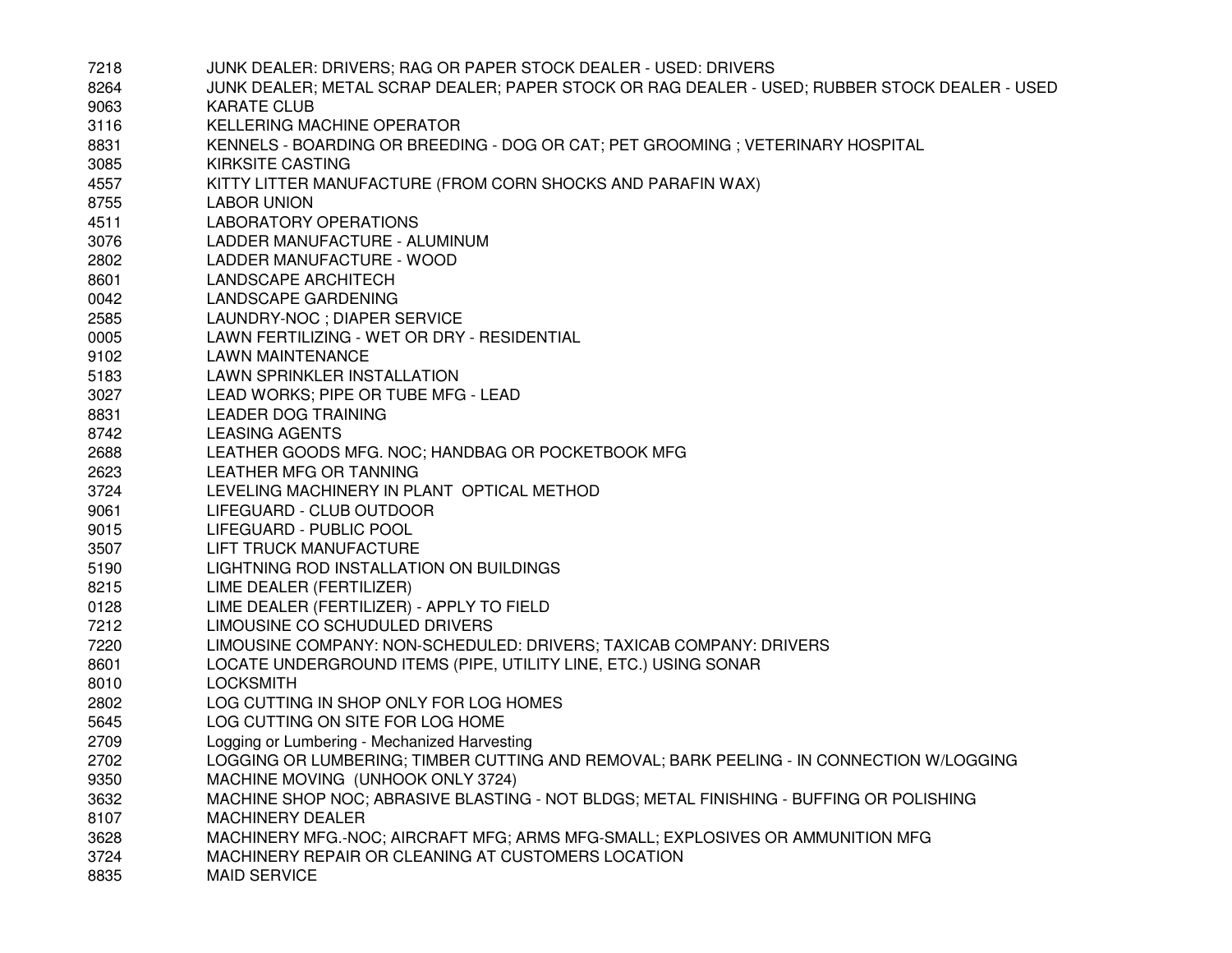| | |
|---|---|
| 7218 | JUNK DEALER: DRIVERS; RAG OR PAPER STOCK DEALER - USED: DRIVERS |
| 8264 | JUNK DEALER; METAL SCRAP DEALER; PAPER STOCK OR RAG DEALER - USED; RUBBER STOCK DEALER - USED |
| 9063 | KARATE CLUB |
| 3116 | KELLERING MACHINE OPERATOR |
| 8831 | KENNELS - BOARDING OR BREEDING - DOG OR CAT; PET GROOMING ; VETERINARY HOSPITAL |
| 3085 | KIRKSITE CASTING |
| 4557 | KITTY LITTER MANUFACTURE (FROM CORN SHOCKS AND PARAFIN WAX) |
| 8755 | LABOR UNION |
| 4511 | LABORATORY OPERATIONS |
| 3076 | LADDER MANUFACTURE - ALUMINUM |
| 2802 | LADDER MANUFACTURE - WOOD |
| 8601 | LANDSCAPE ARCHITECH |
| 0042 | LANDSCAPE GARDENING |
| 2585 | LAUNDRY-NOC ; DIAPER SERVICE |
| 0005 | LAWN FERTILIZING - WET OR DRY - RESIDENTIAL |
| 9102 | LAWN MAINTENANCE |
| 5183 | LAWN SPRINKLER INSTALLATION |
| 3027 | LEAD WORKS; PIPE OR TUBE MFG - LEAD |
| 8831 | LEADER DOG TRAINING |
| 8742 | LEASING AGENTS |
| 2688 | LEATHER GOODS MFG. NOC; HANDBAG OR POCKETBOOK MFG |
| 2623 | LEATHER MFG OR TANNING |
| 3724 | LEVELING MACHINERY IN PLANT OPTICAL METHOD |
| 9061 | LIFEGUARD - CLUB OUTDOOR |
| 9015 | LIFEGUARD - PUBLIC POOL |
| 3507 | LIFT TRUCK MANUFACTURE |
| 5190 | LIGHTNING ROD INSTALLATION ON BUILDINGS |
| 8215 | LIME DEALER (FERTILIZER) |
| 0128 | LIME DEALER (FERTILIZER) - APPLY TO FIELD |
| 7212 | LIMOUSINE CO SCHUDULED DRIVERS |
| 7220 | LIMOUSINE COMPANY: NON-SCHEDULED: DRIVERS; TAXICAB COMPANY: DRIVERS |
| 8601 | LOCATE UNDERGROUND ITEMS (PIPE, UTILITY LINE, ETC.) USING SONAR |
| 8010 | LOCKSMITH |
| 2802 | LOG CUTTING IN SHOP ONLY FOR LOG HOMES |
| 5645 | LOG CUTTING ON SITE FOR LOG HOME |
| 2709 | Logging or Lumbering - Mechanized Harvesting |
| 2702 | LOGGING OR LUMBERING; TIMBER CUTTING AND REMOVAL; BARK PEELING - IN CONNECTION W/LOGGING |
| 9350 | MACHINE MOVING (UNHOOK ONLY 3724) |
| 3632 | MACHINE SHOP NOC; ABRASIVE BLASTING - NOT BLDGS; METAL FINISHING - BUFFING OR POLISHING |
| 8107 | MACHINERY DEALER |
| 3628 | MACHINERY MFG.-NOC; AIRCRAFT MFG; ARMS MFG-SMALL; EXPLOSIVES OR AMMUNITION MFG |
| 3724 | MACHINERY REPAIR OR CLEANING AT CUSTOMERS LOCATION |
| 8835 | MAID SERVICE |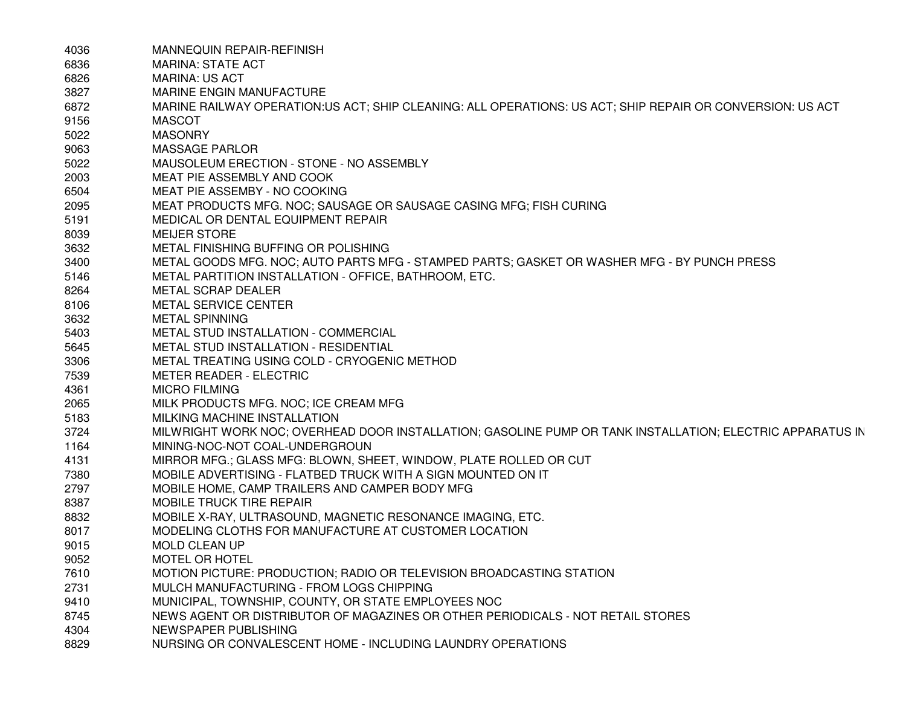| | |
|---|---|
| 4036 | MANNEQUIN REPAIR-REFINISH |
| 6836 | MARINA: STATE ACT |
| 6826 | MARINA: US ACT |
| 3827 | MARINE ENGIN MANUFACTURE |
| 6872 | MARINE RAILWAY OPERATION:US ACT; SHIP CLEANING: ALL OPERATIONS: US ACT; SHIP REPAIR OR CONVERSION: US ACT |
| 9156 | MASCOT |
| 5022 | MASONRY |
| 9063 | MASSAGE PARLOR |
| 5022 | MAUSOLEUM ERECTION - STONE - NO ASSEMBLY |
| 2003 | MEAT PIE ASSEMBLY AND COOK |
| 6504 | MEAT PIE ASSEMBY - NO COOKING |
| 2095 | MEAT PRODUCTS MFG. NOC; SAUSAGE OR SAUSAGE CASING MFG; FISH CURING |
| 5191 | MEDICAL OR DENTAL EQUIPMENT REPAIR |
| 8039 | MEIJER STORE |
| 3632 | METAL FINISHING BUFFING OR POLISHING |
| 3400 | METAL GOODS MFG. NOC; AUTO PARTS MFG - STAMPED PARTS; GASKET OR WASHER MFG - BY PUNCH PRESS |
| 5146 | METAL PARTITION INSTALLATION - OFFICE, BATHROOM, ETC. |
| 8264 | METAL SCRAP DEALER |
| 8106 | METAL SERVICE CENTER |
| 3632 | METAL SPINNING |
| 5403 | METAL STUD INSTALLATION - COMMERCIAL |
| 5645 | METAL STUD INSTALLATION - RESIDENTIAL |
| 3306 | METAL TREATING USING COLD - CRYOGENIC METHOD |
| 7539 | METER READER - ELECTRIC |
| 4361 | MICRO FILMING |
| 2065 | MILK PRODUCTS MFG. NOC; ICE CREAM MFG |
| 5183 | MILKING MACHINE INSTALLATION |
| 3724 | MILWRIGHT WORK NOC; OVERHEAD DOOR INSTALLATION; GASOLINE PUMP OR TANK INSTALLATION; ELECTRIC APPARATUS IN |
| 1164 | MINING-NOC-NOT COAL-UNDERGROUN |
| 4131 | MIRROR MFG.; GLASS MFG: BLOWN, SHEET, WINDOW, PLATE ROLLED OR CUT |
| 7380 | MOBILE ADVERTISING - FLATBED TRUCK WITH A SIGN MOUNTED ON IT |
| 2797 | MOBILE HOME, CAMP TRAILERS AND CAMPER BODY MFG |
| 8387 | MOBILE TRUCK TIRE REPAIR |
| 8832 | MOBILE X-RAY, ULTRASOUND, MAGNETIC RESONANCE IMAGING, ETC. |
| 8017 | MODELING CLOTHS FOR MANUFACTURE AT CUSTOMER LOCATION |
| 9015 | MOLD CLEAN UP |
| 9052 | MOTEL OR HOTEL |
| 7610 | MOTION PICTURE: PRODUCTION; RADIO OR TELEVISION BROADCASTING STATION |
| 2731 | MULCH MANUFACTURING - FROM LOGS CHIPPING |
| 9410 | MUNICIPAL, TOWNSHIP, COUNTY, OR STATE EMPLOYEES NOC |
| 8745 | NEWS AGENT OR DISTRIBUTOR OF MAGAZINES OR OTHER PERIODICALS - NOT RETAIL STORES |
| 4304 | NEWSPAPER PUBLISHING |
| 8829 | NURSING OR CONVALESCENT HOME - INCLUDING LAUNDRY OPERATIONS |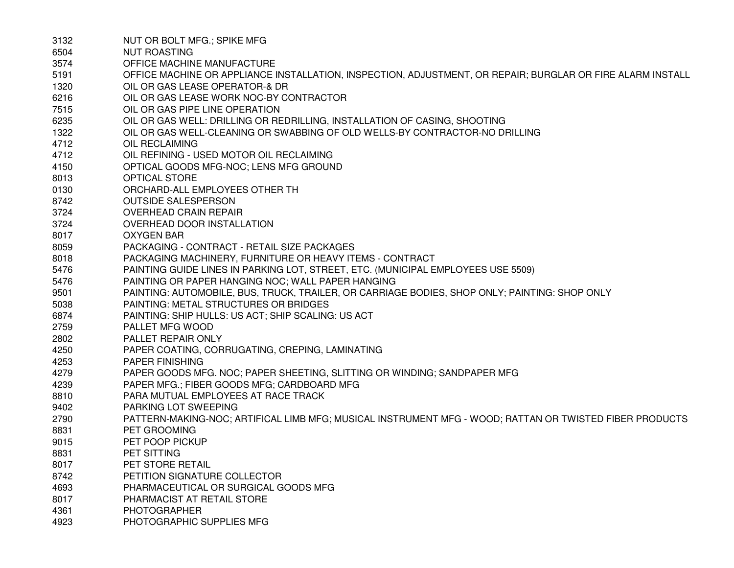| | |
|---|---|
| 3132 | NUT OR BOLT MFG.; SPIKE MFG |
| 6504 | NUT ROASTING |
| 3574 | OFFICE MACHINE MANUFACTURE |
| 5191 | OFFICE MACHINE OR APPLIANCE INSTALLATION, INSPECTION, ADJUSTMENT, OR REPAIR; BURGLAR OR FIRE ALARM INSTALL |
| 1320 | OIL OR GAS LEASE OPERATOR-& DR |
| 6216 | OIL OR GAS LEASE WORK NOC-BY CONTRACTOR |
| 7515 | OIL OR GAS PIPE LINE OPERATION |
| 6235 | OIL OR GAS WELL: DRILLING OR REDRILLING, INSTALLATION OF CASING, SHOOTING |
| 1322 | OIL OR GAS WELL-CLEANING OR SWABBING OF OLD WELLS-BY CONTRACTOR-NO DRILLING |
| 4712 | OIL RECLAIMING |
| 4712 | OIL REFINING - USED MOTOR OIL RECLAIMING |
| 4150 | OPTICAL GOODS MFG-NOC; LENS MFG GROUND |
| 8013 | OPTICAL STORE |
| 0130 | ORCHARD-ALL EMPLOYEES OTHER TH |
| 8742 | OUTSIDE SALESPERSON |
| 3724 | OVERHEAD CRAIN REPAIR |
| 3724 | OVERHEAD DOOR INSTALLATION |
| 8017 | OXYGEN BAR |
| 8059 | PACKAGING - CONTRACT - RETAIL SIZE PACKAGES |
| 8018 | PACKAGING MACHINERY, FURNITURE OR HEAVY ITEMS - CONTRACT |
| 5476 | PAINTING GUIDE LINES IN PARKING LOT, STREET, ETC. (MUNICIPAL EMPLOYEES USE 5509) |
| 5476 | PAINTING OR PAPER HANGING NOC; WALL PAPER HANGING |
| 9501 | PAINTING: AUTOMOBILE, BUS, TRUCK, TRAILER, OR CARRIAGE BODIES, SHOP ONLY; PAINTING: SHOP ONLY |
| 5038 | PAINTING: METAL STRUCTURES OR BRIDGES |
| 6874 | PAINTING: SHIP HULLS: US ACT; SHIP SCALING: US ACT |
| 2759 | PALLET MFG WOOD |
| 2802 | PALLET REPAIR ONLY |
| 4250 | PAPER COATING, CORRUGATING, CREPING, LAMINATING |
| 4253 | PAPER FINISHING |
| 4279 | PAPER GOODS MFG. NOC; PAPER SHEETING, SLITTING OR WINDING; SANDPAPER MFG |
| 4239 | PAPER MFG.; FIBER GOODS MFG; CARDBOARD MFG |
| 8810 | PARA MUTUAL EMPLOYEES AT RACE TRACK |
| 9402 | PARKING LOT SWEEPING |
| 2790 | PATTERN-MAKING-NOC; ARTIFICAL LIMB MFG; MUSICAL INSTRUMENT MFG - WOOD; RATTAN OR TWISTED FIBER PRODUCTS |
| 8831 | PET GROOMING |
| 9015 | PET POOP PICKUP |
| 8831 | PET SITTING |
| 8017 | PET STORE RETAIL |
| 8742 | PETITION SIGNATURE COLLECTOR |
| 4693 | PHARMACEUTICAL OR SURGICAL GOODS MFG |
| 8017 | PHARMACIST AT RETAIL STORE |
| 4361 | PHOTOGRAPHER |
| 4923 | PHOTOGRAPHIC SUPPLIES MFG |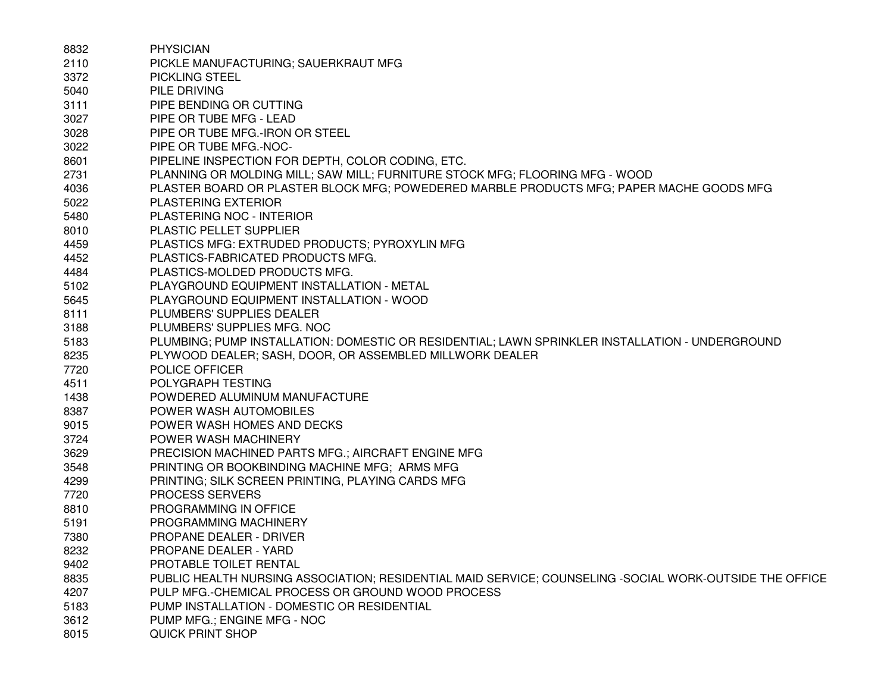| | |
|---|---|
| 8832 | PHYSICIAN |
| 2110 | PICKLE MANUFACTURING; SAUERKRAUT MFG |
| 3372 | PICKLING STEEL |
| 5040 | PILE DRIVING |
| 3111 | PIPE BENDING OR CUTTING |
| 3027 | PIPE OR TUBE MFG - LEAD |
| 3028 | PIPE OR TUBE MFG.-IRON OR STEEL |
| 3022 | PIPE OR TUBE MFG.-NOC- |
| 8601 | PIPELINE INSPECTION FOR DEPTH, COLOR CODING, ETC. |
| 2731 | PLANNING OR MOLDING MILL; SAW MILL; FURNITURE STOCK MFG; FLOORING MFG - WOOD |
| 4036 | PLASTER BOARD OR PLASTER BLOCK MFG; POWEDERED MARBLE PRODUCTS MFG; PAPER MACHE GOODS MFG |
| 5022 | PLASTERING EXTERIOR |
| 5480 | PLASTERING NOC - INTERIOR |
| 8010 | PLASTIC PELLET SUPPLIER |
| 4459 | PLASTICS MFG: EXTRUDED PRODUCTS; PYROXYLIN MFG |
| 4452 | PLASTICS-FABRICATED PRODUCTS MFG. |
| 4484 | PLASTICS-MOLDED PRODUCTS MFG. |
| 5102 | PLAYGROUND EQUIPMENT INSTALLATION - METAL |
| 5645 | PLAYGROUND EQUIPMENT INSTALLATION - WOOD |
| 8111 | PLUMBERS' SUPPLIES DEALER |
| 3188 | PLUMBERS' SUPPLIES MFG. NOC |
| 5183 | PLUMBING; PUMP INSTALLATION: DOMESTIC OR RESIDENTIAL; LAWN SPRINKLER INSTALLATION - UNDERGROUND |
| 8235 | PLYWOOD DEALER; SASH, DOOR, OR ASSEMBLED MILLWORK DEALER |
| 7720 | POLICE OFFICER |
| 4511 | POLYGRAPH TESTING |
| 1438 | POWDERED ALUMINUM MANUFACTURE |
| 8387 | POWER WASH AUTOMOBILES |
| 9015 | POWER WASH HOMES AND DECKS |
| 3724 | POWER WASH MACHINERY |
| 3629 | PRECISION MACHINED PARTS MFG.; AIRCRAFT ENGINE MFG |
| 3548 | PRINTING OR BOOKBINDING MACHINE MFG; ARMS MFG |
| 4299 | PRINTING; SILK SCREEN PRINTING, PLAYING CARDS MFG |
| 7720 | PROCESS SERVERS |
| 8810 | PROGRAMMING IN OFFICE |
| 5191 | PROGRAMMING MACHINERY |
| 7380 | PROPANE DEALER - DRIVER |
| 8232 | PROPANE DEALER - YARD |
| 9402 | PROTABLE TOILET RENTAL |
| 8835 | PUBLIC HEALTH NURSING ASSOCIATION; RESIDENTIAL MAID SERVICE; COUNSELING -SOCIAL WORK-OUTSIDE THE OFFICE |
| 4207 | PULP MFG.-CHEMICAL PROCESS OR GROUND WOOD PROCESS |
| 5183 | PUMP INSTALLATION - DOMESTIC OR RESIDENTIAL |
| 3612 | PUMP MFG.; ENGINE MFG - NOC |
| 8015 | QUICK PRINT SHOP |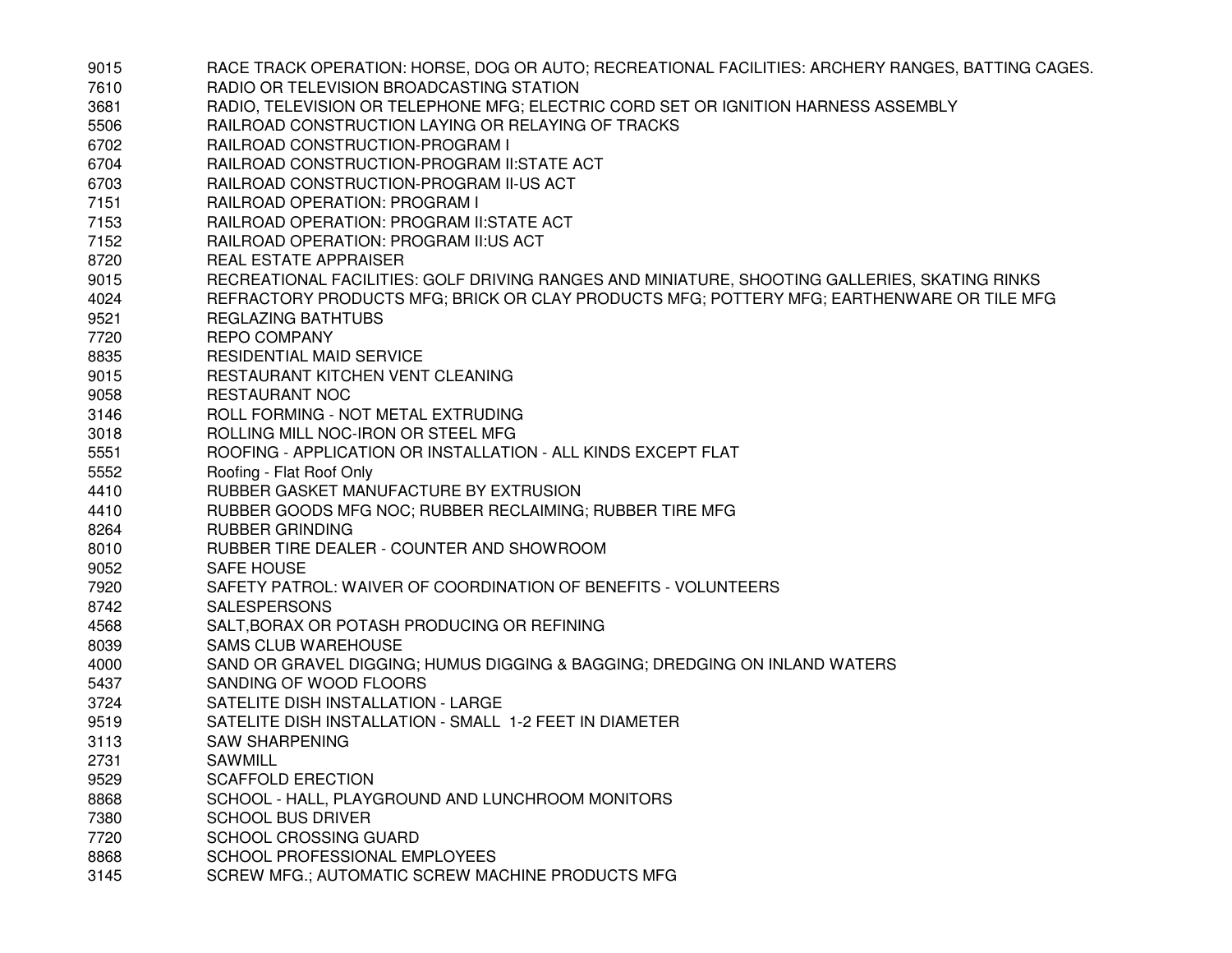| | |
|---|---|
| 9015 | RACE TRACK OPERATION: HORSE, DOG OR AUTO; RECREATIONAL FACILITIES: ARCHERY RANGES, BATTING CAGES. |
| 7610 | RADIO OR TELEVISION BROADCASTING STATION |
| 3681 | RADIO, TELEVISION OR TELEPHONE MFG; ELECTRIC CORD SET OR IGNITION HARNESS ASSEMBLY |
| 5506 | RAILROAD CONSTRUCTION LAYING OR RELAYING OF TRACKS |
| 6702 | RAILROAD CONSTRUCTION-PROGRAM I |
| 6704 | RAILROAD CONSTRUCTION-PROGRAM II:STATE ACT |
| 6703 | RAILROAD CONSTRUCTION-PROGRAM II-US ACT |
| 7151 | RAILROAD OPERATION: PROGRAM I |
| 7153 | RAILROAD OPERATION: PROGRAM II:STATE ACT |
| 7152 | RAILROAD OPERATION: PROGRAM II:US ACT |
| 8720 | REAL ESTATE APPRAISER |
| 9015 | RECREATIONAL FACILITIES: GOLF DRIVING RANGES AND MINIATURE, SHOOTING GALLERIES, SKATING RINKS |
| 4024 | REFRACTORY PRODUCTS MFG; BRICK OR CLAY PRODUCTS MFG; POTTERY MFG; EARTHENWARE OR TILE MFG |
| 9521 | REGLAZING BATHTUBS |
| 7720 | REPO COMPANY |
| 8835 | RESIDENTIAL MAID SERVICE |
| 9015 | RESTAURANT KITCHEN VENT CLEANING |
| 9058 | RESTAURANT NOC |
| 3146 | ROLL FORMING - NOT METAL EXTRUDING |
| 3018 | ROLLING MILL NOC-IRON OR STEEL MFG |
| 5551 | ROOFING - APPLICATION OR INSTALLATION - ALL KINDS EXCEPT FLAT |
| 5552 | Roofing - Flat Roof Only |
| 4410 | RUBBER GASKET MANUFACTURE BY EXTRUSION |
| 4410 | RUBBER GOODS MFG NOC; RUBBER RECLAIMING; RUBBER TIRE MFG |
| 8264 | RUBBER GRINDING |
| 8010 | RUBBER TIRE DEALER - COUNTER AND SHOWROOM |
| 9052 | SAFE HOUSE |
| 7920 | SAFETY PATROL: WAIVER OF COORDINATION OF BENEFITS - VOLUNTEERS |
| 8742 | SALESPERSONS |
| 4568 | SALT,BORAX OR POTASH PRODUCING OR REFINING |
| 8039 | SAMS CLUB WAREHOUSE |
| 4000 | SAND OR GRAVEL DIGGING; HUMUS DIGGING & BAGGING; DREDGING ON INLAND WATERS |
| 5437 | SANDING OF WOOD FLOORS |
| 3724 | SATELITE DISH INSTALLATION - LARGE |
| 9519 | SATELITE DISH INSTALLATION - SMALL 1-2 FEET IN DIAMETER |
| 3113 | SAW SHARPENING |
| 2731 | SAWMILL |
| 9529 | SCAFFOLD ERECTION |
| 8868 | SCHOOL - HALL, PLAYGROUND AND LUNCHROOM MONITORS |
| 7380 | SCHOOL BUS DRIVER |
| 7720 | SCHOOL CROSSING GUARD |
| 8868 | SCHOOL PROFESSIONAL EMPLOYEES |
| 3145 | SCREW MFG.; AUTOMATIC SCREW MACHINE PRODUCTS MFG |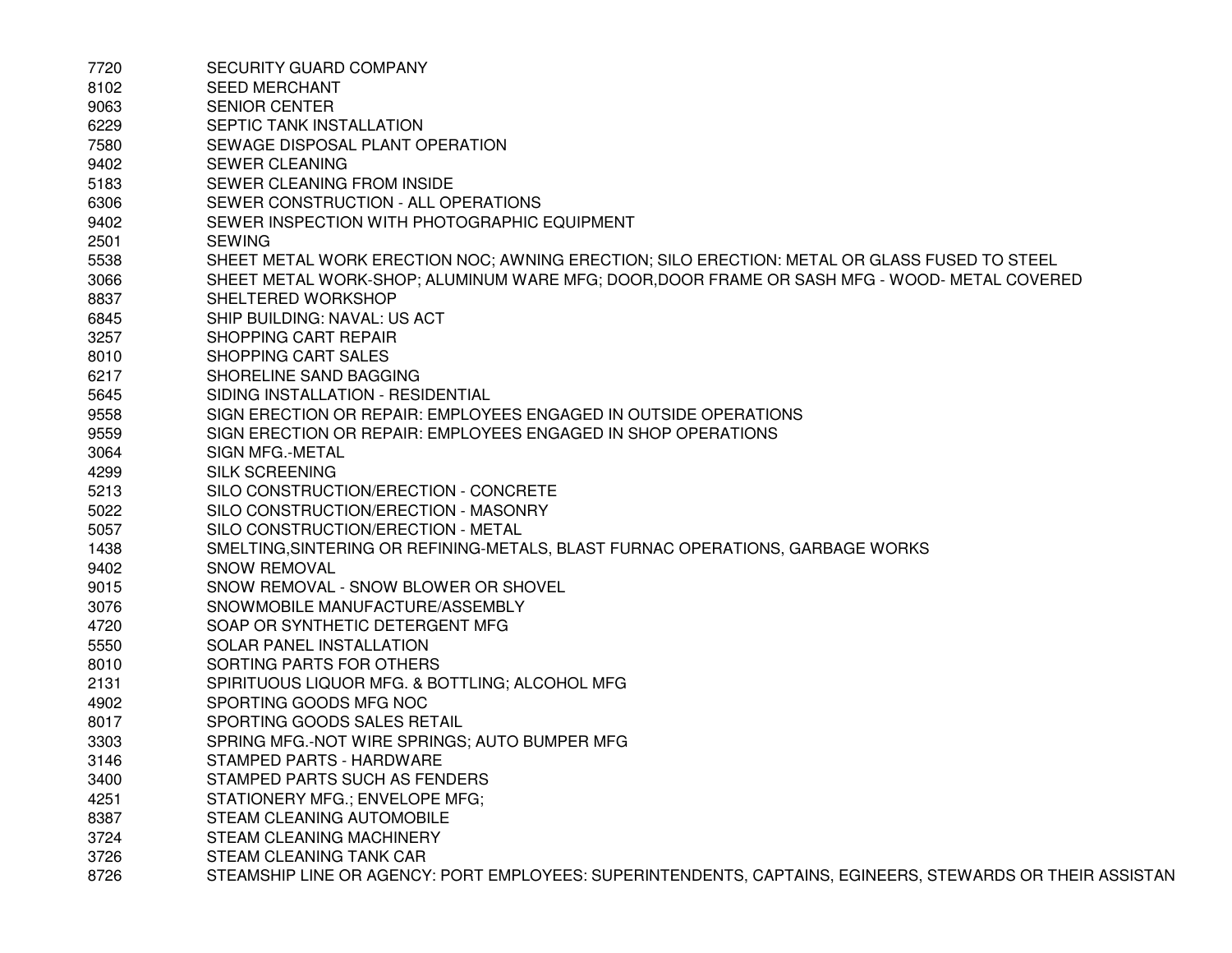| | |
|---|---|
| 7720 | SECURITY GUARD COMPANY |
| 8102 | SEED MERCHANT |
| 9063 | SENIOR CENTER |
| 6229 | SEPTIC TANK INSTALLATION |
| 7580 | SEWAGE DISPOSAL PLANT OPERATION |
| 9402 | SEWER CLEANING |
| 5183 | SEWER CLEANING FROM INSIDE |
| 6306 | SEWER CONSTRUCTION - ALL OPERATIONS |
| 9402 | SEWER INSPECTION WITH PHOTOGRAPHIC EQUIPMENT |
| 2501 | SEWING |
| 5538 | SHEET METAL WORK ERECTION NOC; AWNING ERECTION; SILO ERECTION: METAL OR GLASS FUSED TO STEEL |
| 3066 | SHEET METAL WORK-SHOP; ALUMINUM WARE MFG; DOOR,DOOR FRAME OR SASH MFG - WOOD- METAL COVERED |
| 8837 | SHELTERED WORKSHOP |
| 6845 | SHIP BUILDING: NAVAL: US ACT |
| 3257 | SHOPPING CART REPAIR |
| 8010 | SHOPPING CART SALES |
| 6217 | SHORELINE SAND BAGGING |
| 5645 | SIDING INSTALLATION - RESIDENTIAL |
| 9558 | SIGN ERECTION OR REPAIR: EMPLOYEES ENGAGED IN OUTSIDE OPERATIONS |
| 9559 | SIGN ERECTION OR REPAIR: EMPLOYEES ENGAGED IN SHOP OPERATIONS |
| 3064 | SIGN MFG.-METAL |
| 4299 | SILK SCREENING |
| 5213 | SILO CONSTRUCTION/ERECTION - CONCRETE |
| 5022 | SILO CONSTRUCTION/ERECTION - MASONRY |
| 5057 | SILO CONSTRUCTION/ERECTION - METAL |
| 1438 | SMELTING,SINTERING OR REFINING-METALS, BLAST FURNAC OPERATIONS, GARBAGE WORKS |
| 9402 | SNOW REMOVAL |
| 9015 | SNOW REMOVAL - SNOW BLOWER OR SHOVEL |
| 3076 | SNOWMOBILE MANUFACTURE/ASSEMBLY |
| 4720 | SOAP OR SYNTHETIC DETERGENT MFG |
| 5550 | SOLAR PANEL INSTALLATION |
| 8010 | SORTING PARTS FOR OTHERS |
| 2131 | SPIRITUOUS LIQUOR MFG. & BOTTLING; ALCOHOL MFG |
| 4902 | SPORTING GOODS MFG NOC |
| 8017 | SPORTING GOODS SALES RETAIL |
| 3303 | SPRING MFG.-NOT WIRE SPRINGS; AUTO BUMPER MFG |
| 3146 | STAMPED PARTS - HARDWARE |
| 3400 | STAMPED PARTS SUCH AS FENDERS |
| 4251 | STATIONERY MFG.; ENVELOPE MFG; |
| 8387 | STEAM CLEANING AUTOMOBILE |
| 3724 | STEAM CLEANING MACHINERY |
| 3726 | STEAM CLEANING TANK CAR |
| 8726 | STEAMSHIP LINE OR AGENCY: PORT EMPLOYEES: SUPERINTENDENTS, CAPTAINS, EGINEERS, STEWARDS OR THEIR ASSISTAN |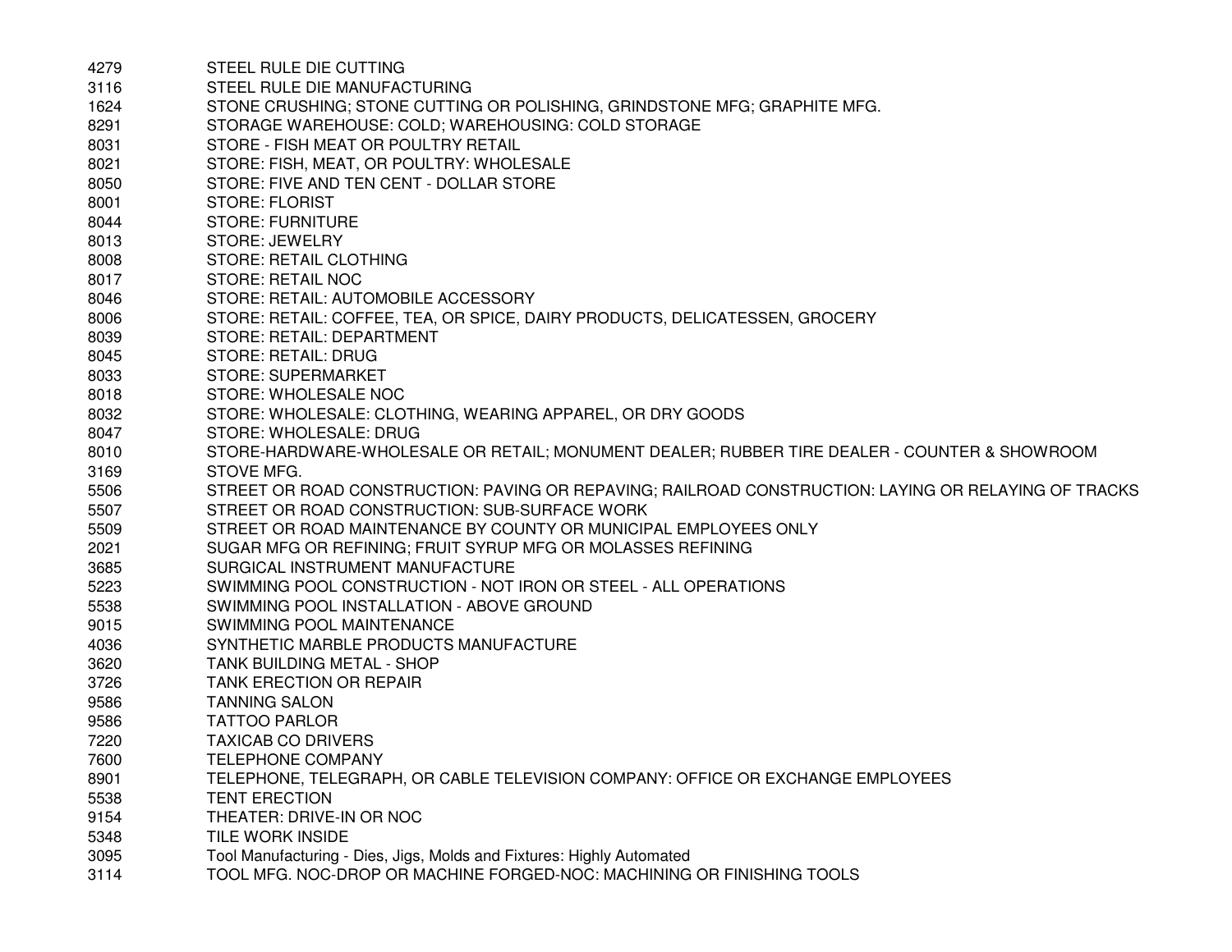| | |
|---|---|
| 4279 | STEEL RULE DIE CUTTING |
| 3116 | STEEL RULE DIE MANUFACTURING |
| 1624 | STONE CRUSHING; STONE CUTTING OR POLISHING, GRINDSTONE MFG; GRAPHITE MFG. |
| 8291 | STORAGE WAREHOUSE: COLD; WAREHOUSING: COLD STORAGE |
| 8031 | STORE - FISH MEAT OR POULTRY RETAIL |
| 8021 | STORE: FISH, MEAT, OR POULTRY: WHOLESALE |
| 8050 | STORE: FIVE AND TEN CENT - DOLLAR STORE |
| 8001 | STORE: FLORIST |
| 8044 | STORE: FURNITURE |
| 8013 | STORE: JEWELRY |
| 8008 | STORE: RETAIL CLOTHING |
| 8017 | STORE: RETAIL NOC |
| 8046 | STORE: RETAIL: AUTOMOBILE ACCESSORY |
| 8006 | STORE: RETAIL: COFFEE, TEA, OR SPICE, DAIRY PRODUCTS, DELICATESSEN, GROCERY |
| 8039 | STORE: RETAIL: DEPARTMENT |
| 8045 | STORE: RETAIL: DRUG |
| 8033 | STORE: SUPERMARKET |
| 8018 | STORE: WHOLESALE NOC |
| 8032 | STORE: WHOLESALE: CLOTHING, WEARING APPAREL, OR DRY GOODS |
| 8047 | STORE: WHOLESALE: DRUG |
| 8010 | STORE-HARDWARE-WHOLESALE OR RETAIL; MONUMENT DEALER; RUBBER TIRE DEALER - COUNTER & SHOWROOM |
| 3169 | STOVE MFG. |
| 5506 | STREET OR ROAD CONSTRUCTION: PAVING OR REPAVING; RAILROAD CONSTRUCTION: LAYING OR RELAYING OF TRACKS |
| 5507 | STREET OR ROAD CONSTRUCTION: SUB-SURFACE WORK |
| 5509 | STREET OR ROAD MAINTENANCE BY COUNTY OR MUNICIPAL EMPLOYEES ONLY |
| 2021 | SUGAR MFG OR REFINING; FRUIT SYRUP MFG OR MOLASSES REFINING |
| 3685 | SURGICAL INSTRUMENT MANUFACTURE |
| 5223 | SWIMMING POOL CONSTRUCTION - NOT IRON OR STEEL - ALL OPERATIONS |
| 5538 | SWIMMING POOL INSTALLATION - ABOVE GROUND |
| 9015 | SWIMMING POOL MAINTENANCE |
| 4036 | SYNTHETIC MARBLE PRODUCTS MANUFACTURE |
| 3620 | TANK BUILDING METAL - SHOP |
| 3726 | TANK ERECTION OR REPAIR |
| 9586 | TANNING SALON |
| 9586 | TATTOO PARLOR |
| 7220 | TAXICAB CO DRIVERS |
| 7600 | TELEPHONE COMPANY |
| 8901 | TELEPHONE, TELEGRAPH, OR CABLE TELEVISION COMPANY: OFFICE OR EXCHANGE EMPLOYEES |
| 5538 | TENT ERECTION |
| 9154 | THEATER: DRIVE-IN OR NOC |
| 5348 | TILE WORK INSIDE |
| 3095 | Tool Manufacturing - Dies, Jigs, Molds and Fixtures: Highly Automated |
| 3114 | TOOL MFG. NOC-DROP OR MACHINE FORGED-NOC: MACHINING OR FINISHING TOOLS |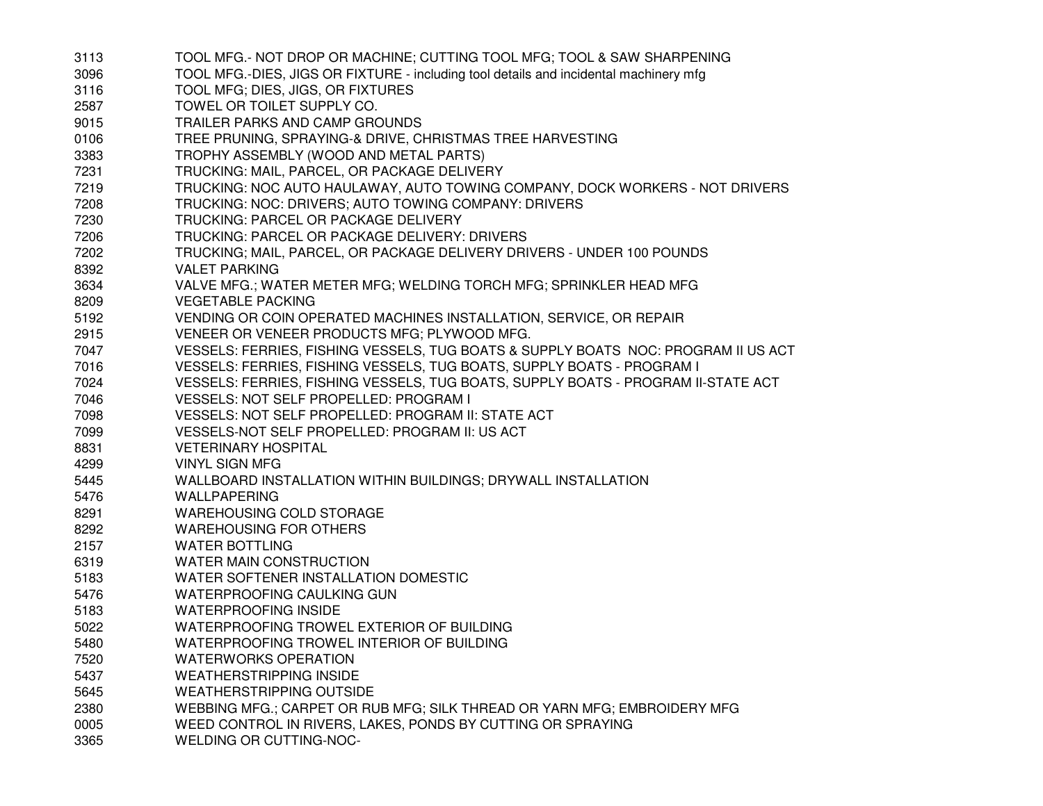| | |
|---|---|
| 3113 | TOOL MFG.- NOT DROP OR MACHINE; CUTTING TOOL MFG; TOOL & SAW SHARPENING |
| 3096 | TOOL MFG.-DIES, JIGS OR FIXTURE - including tool details and incidental machinery mfg |
| 3116 | TOOL MFG; DIES, JIGS, OR FIXTURES |
| 2587 | TOWEL OR TOILET SUPPLY CO. |
| 9015 | TRAILER PARKS AND CAMP GROUNDS |
| 0106 | TREE PRUNING, SPRAYING-& DRIVE, CHRISTMAS TREE HARVESTING |
| 3383 | TROPHY ASSEMBLY (WOOD AND METAL PARTS) |
| 7231 | TRUCKING: MAIL, PARCEL, OR PACKAGE DELIVERY |
| 7219 | TRUCKING: NOC AUTO HAULAWAY, AUTO TOWING COMPANY, DOCK WORKERS - NOT DRIVERS |
| 7208 | TRUCKING: NOC: DRIVERS; AUTO TOWING COMPANY: DRIVERS |
| 7230 | TRUCKING: PARCEL OR PACKAGE DELIVERY |
| 7206 | TRUCKING: PARCEL OR PACKAGE DELIVERY: DRIVERS |
| 7202 | TRUCKING; MAIL, PARCEL, OR PACKAGE DELIVERY DRIVERS - UNDER 100 POUNDS |
| 8392 | VALET PARKING |
| 3634 | VALVE MFG.; WATER METER MFG; WELDING TORCH MFG; SPRINKLER HEAD MFG |
| 8209 | VEGETABLE PACKING |
| 5192 | VENDING OR COIN OPERATED MACHINES INSTALLATION, SERVICE, OR REPAIR |
| 2915 | VENEER OR VENEER PRODUCTS MFG; PLYWOOD MFG. |
| 7047 | VESSELS: FERRIES, FISHING VESSELS, TUG BOATS & SUPPLY BOATS NOC: PROGRAM II US ACT |
| 7016 | VESSELS: FERRIES, FISHING VESSELS, TUG BOATS, SUPPLY BOATS - PROGRAM I |
| 7024 | VESSELS: FERRIES, FISHING VESSELS, TUG BOATS, SUPPLY BOATS - PROGRAM II-STATE ACT |
| 7046 | VESSELS: NOT SELF PROPELLED: PROGRAM I |
| 7098 | VESSELS: NOT SELF PROPELLED: PROGRAM II: STATE ACT |
| 7099 | VESSELS-NOT SELF PROPELLED: PROGRAM II: US ACT |
| 8831 | VETERINARY HOSPITAL |
| 4299 | VINYL SIGN MFG |
| 5445 | WALLBOARD INSTALLATION WITHIN BUILDINGS; DRYWALL INSTALLATION |
| 5476 | WALLPAPERING |
| 8291 | WAREHOUSING COLD STORAGE |
| 8292 | WAREHOUSING FOR OTHERS |
| 2157 | WATER BOTTLING |
| 6319 | WATER MAIN CONSTRUCTION |
| 5183 | WATER SOFTENER INSTALLATION DOMESTIC |
| 5476 | WATERPROOFING CAULKING GUN |
| 5183 | WATERPROOFING INSIDE |
| 5022 | WATERPROOFING TROWEL EXTERIOR OF BUILDING |
| 5480 | WATERPROOFING TROWEL INTERIOR OF BUILDING |
| 7520 | WATERWORKS OPERATION |
| 5437 | WEATHERSTRIPPING INSIDE |
| 5645 | WEATHERSTRIPPING OUTSIDE |
| 2380 | WEBBING MFG.; CARPET OR RUB MFG; SILK THREAD OR YARN MFG; EMBROIDERY MFG |
| 0005 | WEED CONTROL IN RIVERS, LAKES, PONDS BY CUTTING OR SPRAYING |
| 3365 | WELDING OR CUTTING-NOC- |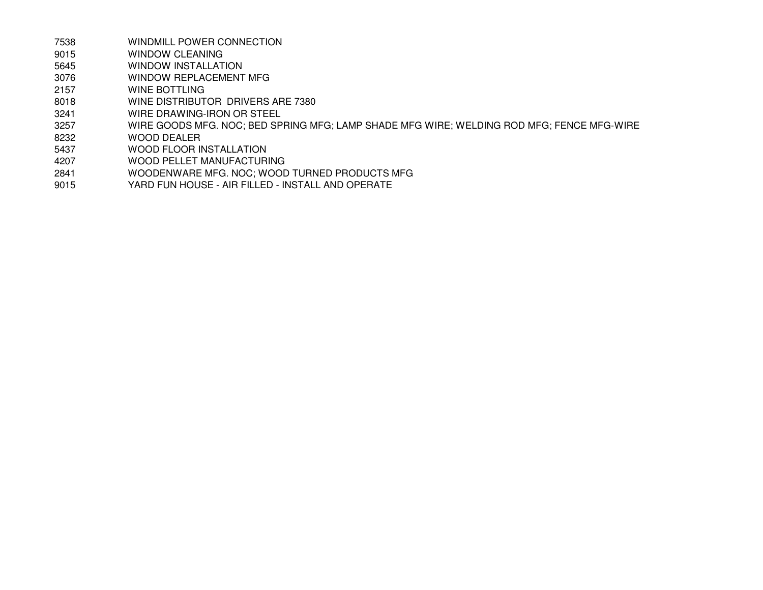| | |
|---|---|
| 7538 | WINDMILL POWER CONNECTION |
| 9015 | WINDOW CLEANING |
| 5645 | WINDOW INSTALLATION |
| 3076 | WINDOW REPLACEMENT MFG |
| 2157 | WINE BOTTLING |
| 8018 | WINE DISTRIBUTOR  DRIVERS ARE 7380 |
| 3241 | WIRE DRAWING-IRON OR STEEL |
| 3257 | WIRE GOODS MFG. NOC; BED SPRING MFG; LAMP SHADE MFG WIRE; WELDING ROD MFG; FENCE MFG-WIRE |
| 8232 | WOOD DEALER |
| 5437 | WOOD FLOOR INSTALLATION |
| 4207 | WOOD PELLET MANUFACTURING |
| 2841 | WOODENWARE MFG. NOC; WOOD TURNED PRODUCTS MFG |
| 9015 | YARD FUN HOUSE - AIR FILLED - INSTALL AND OPERATE |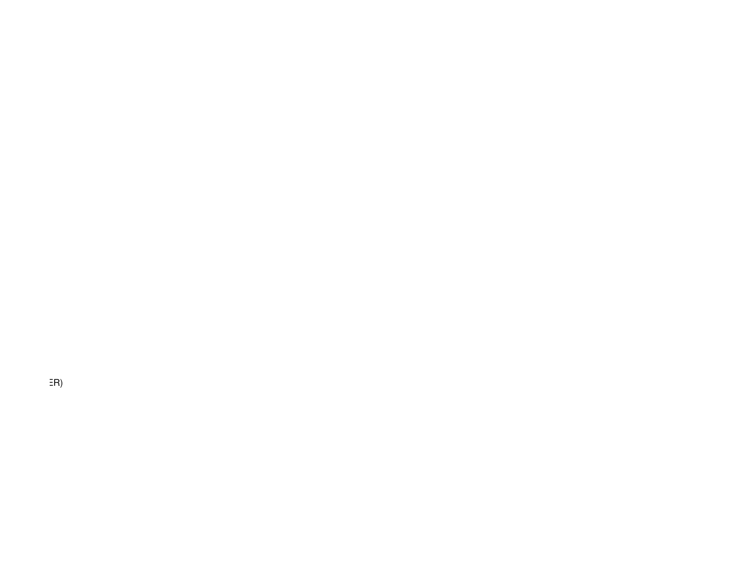ER)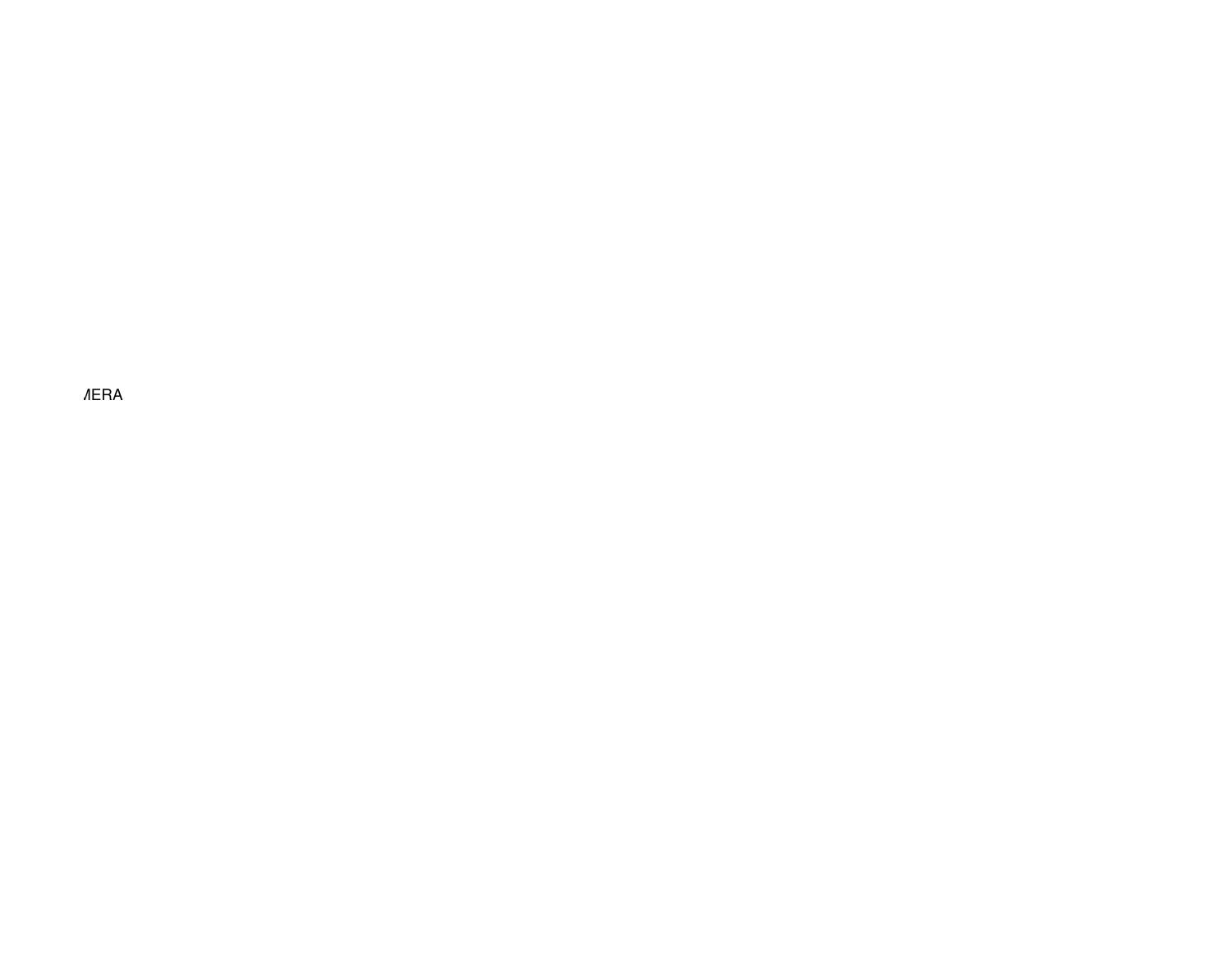MERA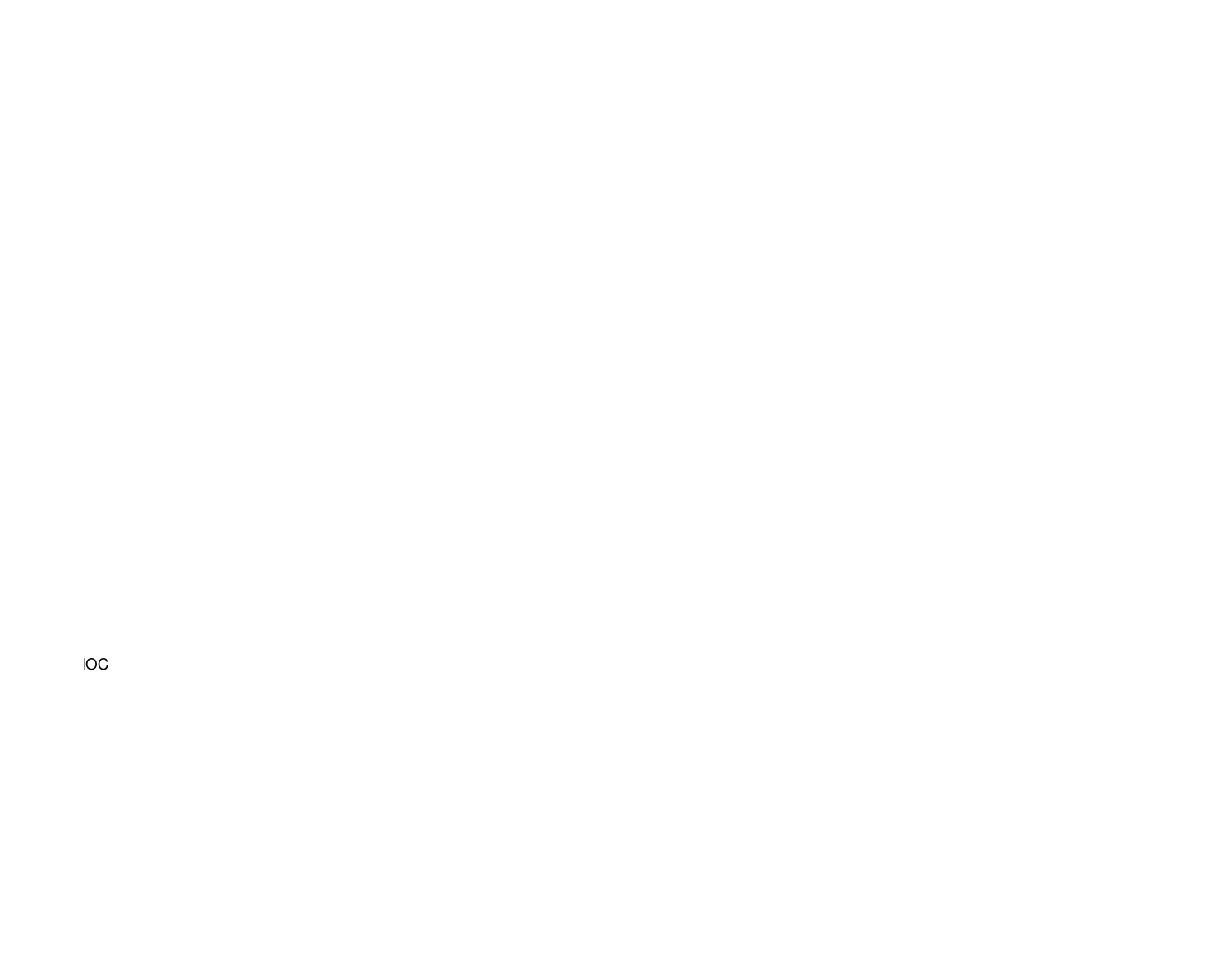IOC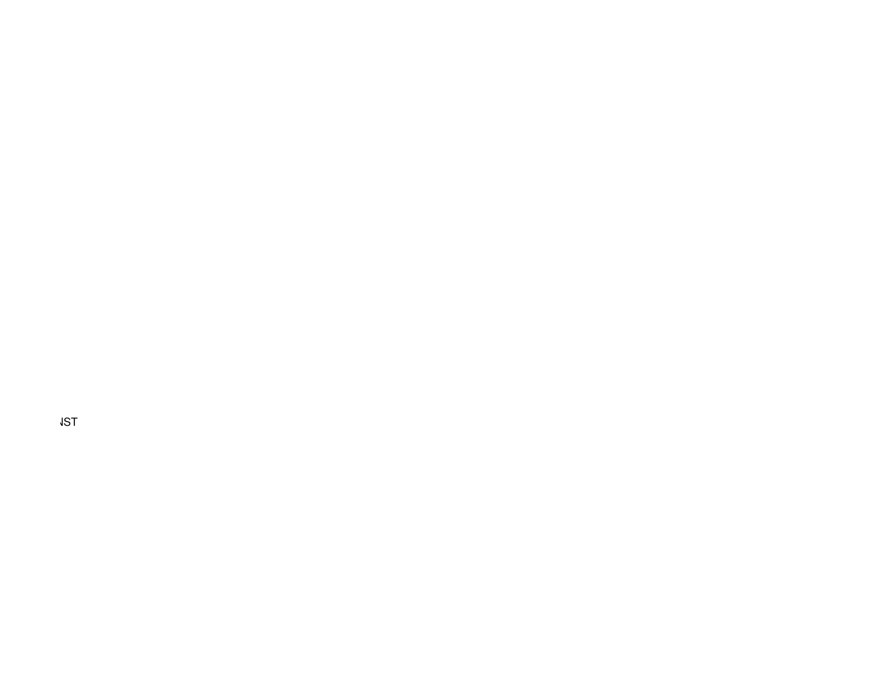NST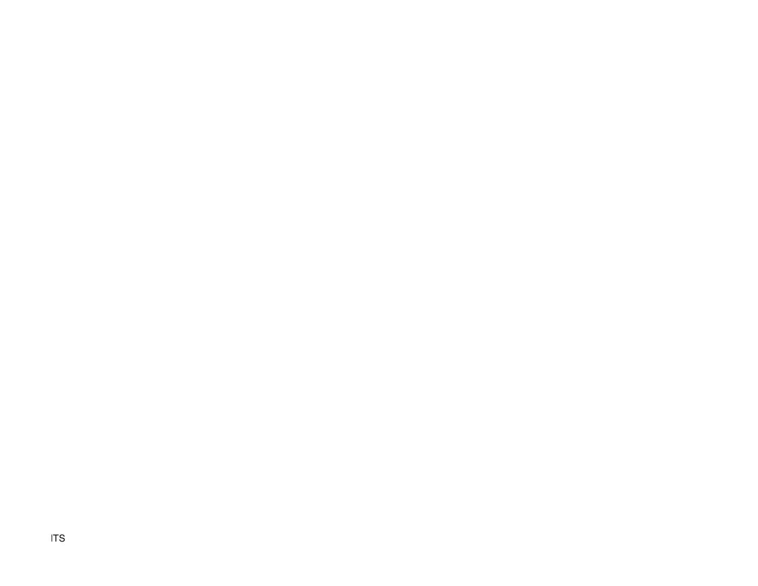ITS